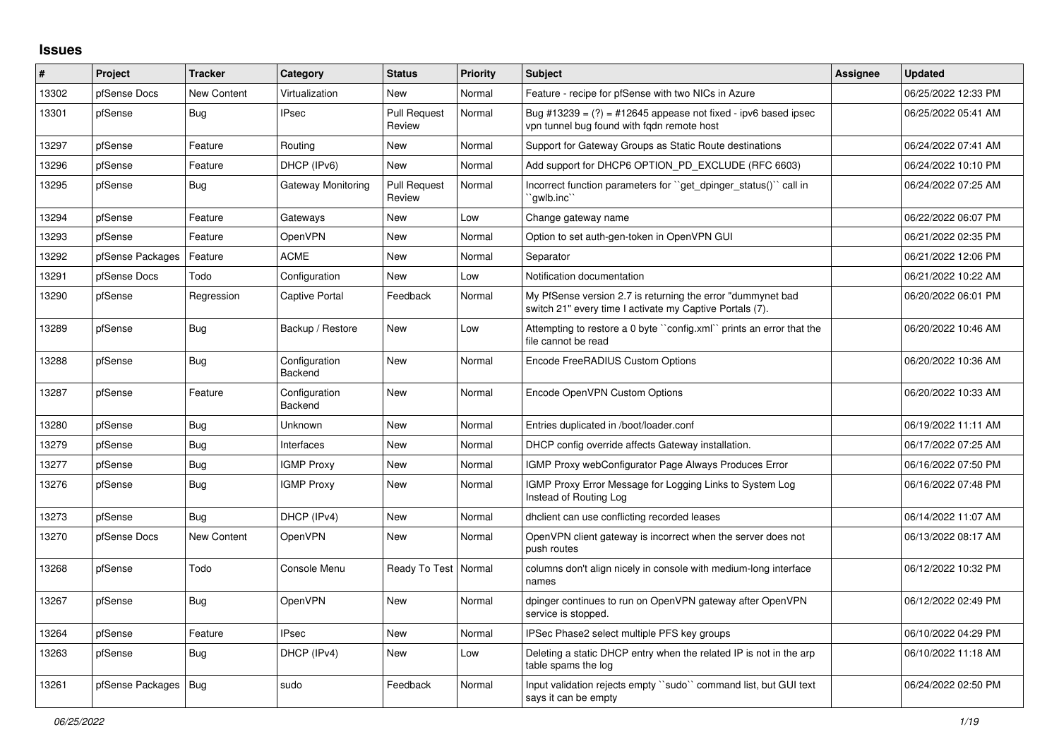## Issues

| # | Project | Tracker | Category | Status | Priority | Subject | Assignee | Updated |
|---|---|---|---|---|---|---|---|---|
| 13302 | pfSense Docs | New Content | Virtualization | New | Normal | Feature - recipe for pfSense with two NICs in Azure | | 06/25/2022 12:33 PM |
| 13301 | pfSense | Bug | IPsec | Pull Request Review | Normal | Bug #13239 = (?) = #12645 appease not fixed - ipv6 based ipsec vpn tunnel bug found with fqdn remote host | | 06/25/2022 05:41 AM |
| 13297 | pfSense | Feature | Routing | New | Normal | Support for Gateway Groups as Static Route destinations | | 06/24/2022 07:41 AM |
| 13296 | pfSense | Feature | DHCP (IPv6) | New | Normal | Add support for DHCP6 OPTION_PD_EXCLUDE (RFC 6603) | | 06/24/2022 10:10 PM |
| 13295 | pfSense | Bug | Gateway Monitoring | Pull Request Review | Normal | Incorrect function parameters for ``get_dpinger_status()`` call in ``gwlb.inc`` | | 06/24/2022 07:25 AM |
| 13294 | pfSense | Feature | Gateways | New | Low | Change gateway name | | 06/22/2022 06:07 PM |
| 13293 | pfSense | Feature | OpenVPN | New | Normal | Option to set auth-gen-token in OpenVPN GUI | | 06/21/2022 02:35 PM |
| 13292 | pfSense Packages | Feature | ACME | New | Normal | Separator | | 06/21/2022 12:06 PM |
| 13291 | pfSense Docs | Todo | Configuration | New | Low | Notification documentation | | 06/21/2022 10:22 AM |
| 13290 | pfSense | Regression | Captive Portal | Feedback | Normal | My PfSense version 2.7 is returning the error "dummynet bad switch 21" every time I activate my Captive Portals (7). | | 06/20/2022 06:01 PM |
| 13289 | pfSense | Bug | Backup / Restore | New | Low | Attempting to restore a 0 byte ``config.xml`` prints an error that the file cannot be read | | 06/20/2022 10:46 AM |
| 13288 | pfSense | Bug | Configuration Backend | New | Normal | Encode FreeRADIUS Custom Options | | 06/20/2022 10:36 AM |
| 13287 | pfSense | Feature | Configuration Backend | New | Normal | Encode OpenVPN Custom Options | | 06/20/2022 10:33 AM |
| 13280 | pfSense | Bug | Unknown | New | Normal | Entries duplicated in /boot/loader.conf | | 06/19/2022 11:11 AM |
| 13279 | pfSense | Bug | Interfaces | New | Normal | DHCP config override affects Gateway installation. | | 06/17/2022 07:25 AM |
| 13277 | pfSense | Bug | IGMP Proxy | New | Normal | IGMP Proxy webConfigurator Page Always Produces Error | | 06/16/2022 07:50 PM |
| 13276 | pfSense | Bug | IGMP Proxy | New | Normal | IGMP Proxy Error Message for Logging Links to System Log Instead of Routing Log | | 06/16/2022 07:48 PM |
| 13273 | pfSense | Bug | DHCP (IPv4) | New | Normal | dhclient can use conflicting recorded leases | | 06/14/2022 11:07 AM |
| 13270 | pfSense Docs | New Content | OpenVPN | New | Normal | OpenVPN client gateway is incorrect when the server does not push routes | | 06/13/2022 08:17 AM |
| 13268 | pfSense | Todo | Console Menu | Ready To Test | Normal | columns don't align nicely in console with medium-long interface names | | 06/12/2022 10:32 PM |
| 13267 | pfSense | Bug | OpenVPN | New | Normal | dpinger continues to run on OpenVPN gateway after OpenVPN service is stopped. | | 06/12/2022 02:49 PM |
| 13264 | pfSense | Feature | IPsec | New | Normal | IPSec Phase2 select multiple PFS key groups | | 06/10/2022 04:29 PM |
| 13263 | pfSense | Bug | DHCP (IPv4) | New | Low | Deleting a static DHCP entry when the related IP is not in the arp table spams the log | | 06/10/2022 11:18 AM |
| 13261 | pfSense Packages | Bug | sudo | Feedback | Normal | Input validation rejects empty ``sudo`` command list, but GUI text says it can be empty | | 06/24/2022 02:50 PM |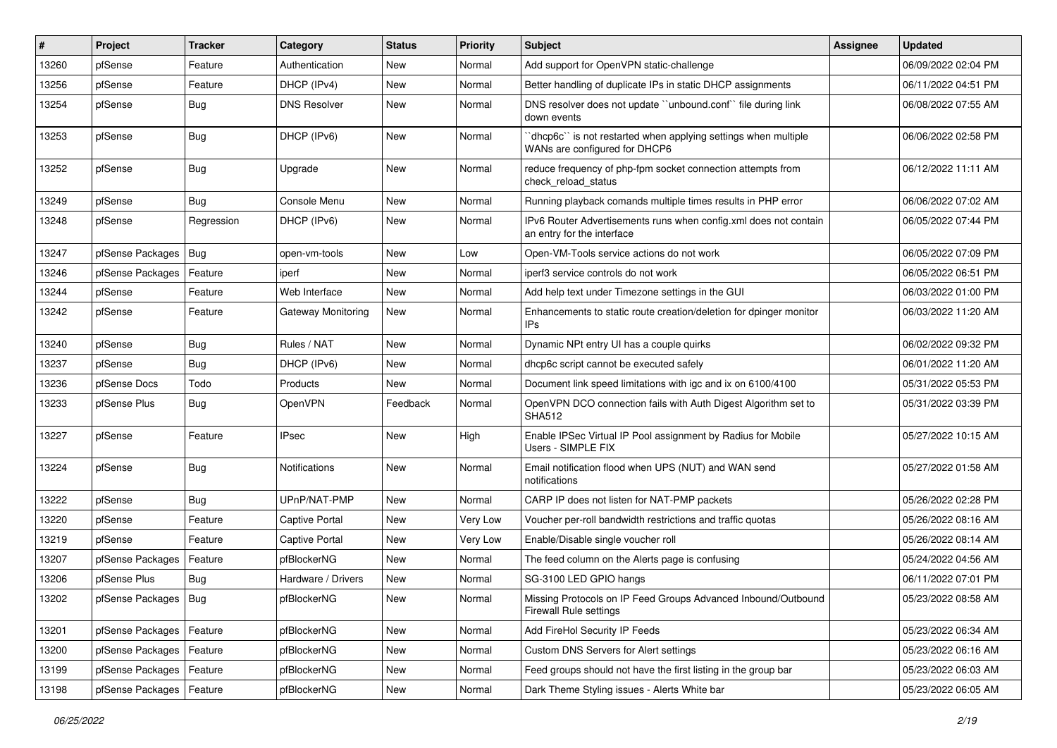| # | Project | Tracker | Category | Status | Priority | Subject | Assignee | Updated |
|---|---|---|---|---|---|---|---|---|
| 13260 | pfSense | Feature | Authentication | New | Normal | Add support for OpenVPN static-challenge | | 06/09/2022 02:04 PM |
| 13256 | pfSense | Feature | DHCP (IPv4) | New | Normal | Better handling of duplicate IPs in static DHCP assignments | | 06/11/2022 04:51 PM |
| 13254 | pfSense | Bug | DNS Resolver | New | Normal | DNS resolver does not update ``unbound.conf`` file during link down events | | 06/08/2022 07:55 AM |
| 13253 | pfSense | Bug | DHCP (IPv6) | New | Normal | ``dhcp6c`` is not restarted when applying settings when multiple WANs are configured for DHCP6 | | 06/06/2022 02:58 PM |
| 13252 | pfSense | Bug | Upgrade | New | Normal | reduce frequency of php-fpm socket connection attempts from check_reload_status | | 06/12/2022 11:11 AM |
| 13249 | pfSense | Bug | Console Menu | New | Normal | Running playback comands multiple times results in PHP error | | 06/06/2022 07:02 AM |
| 13248 | pfSense | Regression | DHCP (IPv6) | New | Normal | IPv6 Router Advertisements runs when config.xml does not contain an entry for the interface | | 06/05/2022 07:44 PM |
| 13247 | pfSense Packages | Bug | open-vm-tools | New | Low | Open-VM-Tools service actions do not work | | 06/05/2022 07:09 PM |
| 13246 | pfSense Packages | Feature | iperf | New | Normal | iperf3 service controls do not work | | 06/05/2022 06:51 PM |
| 13244 | pfSense | Feature | Web Interface | New | Normal | Add help text under Timezone settings in the GUI | | 06/03/2022 01:00 PM |
| 13242 | pfSense | Feature | Gateway Monitoring | New | Normal | Enhancements to static route creation/deletion for dpinger monitor IPs | | 06/03/2022 11:20 AM |
| 13240 | pfSense | Bug | Rules / NAT | New | Normal | Dynamic NPt entry UI has a couple quirks | | 06/02/2022 09:32 PM |
| 13237 | pfSense | Bug | DHCP (IPv6) | New | Normal | dhcp6c script cannot be executed safely | | 06/01/2022 11:20 AM |
| 13236 | pfSense Docs | Todo | Products | New | Normal | Document link speed limitations with igc and ix on 6100/4100 | | 05/31/2022 05:53 PM |
| 13233 | pfSense Plus | Bug | OpenVPN | Feedback | Normal | OpenVPN DCO connection fails with Auth Digest Algorithm set to SHA512 | | 05/31/2022 03:39 PM |
| 13227 | pfSense | Feature | IPsec | New | High | Enable IPSec Virtual IP Pool assignment by Radius for Mobile Users - SIMPLE FIX | | 05/27/2022 10:15 AM |
| 13224 | pfSense | Bug | Notifications | New | Normal | Email notification flood when UPS (NUT) and WAN send notifications | | 05/27/2022 01:58 AM |
| 13222 | pfSense | Bug | UPnP/NAT-PMP | New | Normal | CARP IP does not listen for NAT-PMP packets | | 05/26/2022 02:28 PM |
| 13220 | pfSense | Feature | Captive Portal | New | Very Low | Voucher per-roll bandwidth restrictions and traffic quotas | | 05/26/2022 08:16 AM |
| 13219 | pfSense | Feature | Captive Portal | New | Very Low | Enable/Disable single voucher roll | | 05/26/2022 08:14 AM |
| 13207 | pfSense Packages | Feature | pfBlockerNG | New | Normal | The feed column on the Alerts page is confusing | | 05/24/2022 04:56 AM |
| 13206 | pfSense Plus | Bug | Hardware / Drivers | New | Normal | SG-3100 LED GPIO hangs | | 06/11/2022 07:01 PM |
| 13202 | pfSense Packages | Bug | pfBlockerNG | New | Normal | Missing Protocols on IP Feed Groups Advanced Inbound/Outbound Firewall Rule settings | | 05/23/2022 08:58 AM |
| 13201 | pfSense Packages | Feature | pfBlockerNG | New | Normal | Add FireHol Security IP Feeds | | 05/23/2022 06:34 AM |
| 13200 | pfSense Packages | Feature | pfBlockerNG | New | Normal | Custom DNS Servers for Alert settings | | 05/23/2022 06:16 AM |
| 13199 | pfSense Packages | Feature | pfBlockerNG | New | Normal | Feed groups should not have the first listing in the group bar | | 05/23/2022 06:03 AM |
| 13198 | pfSense Packages | Feature | pfBlockerNG | New | Normal | Dark Theme Styling issues - Alerts White bar | | 05/23/2022 06:05 AM |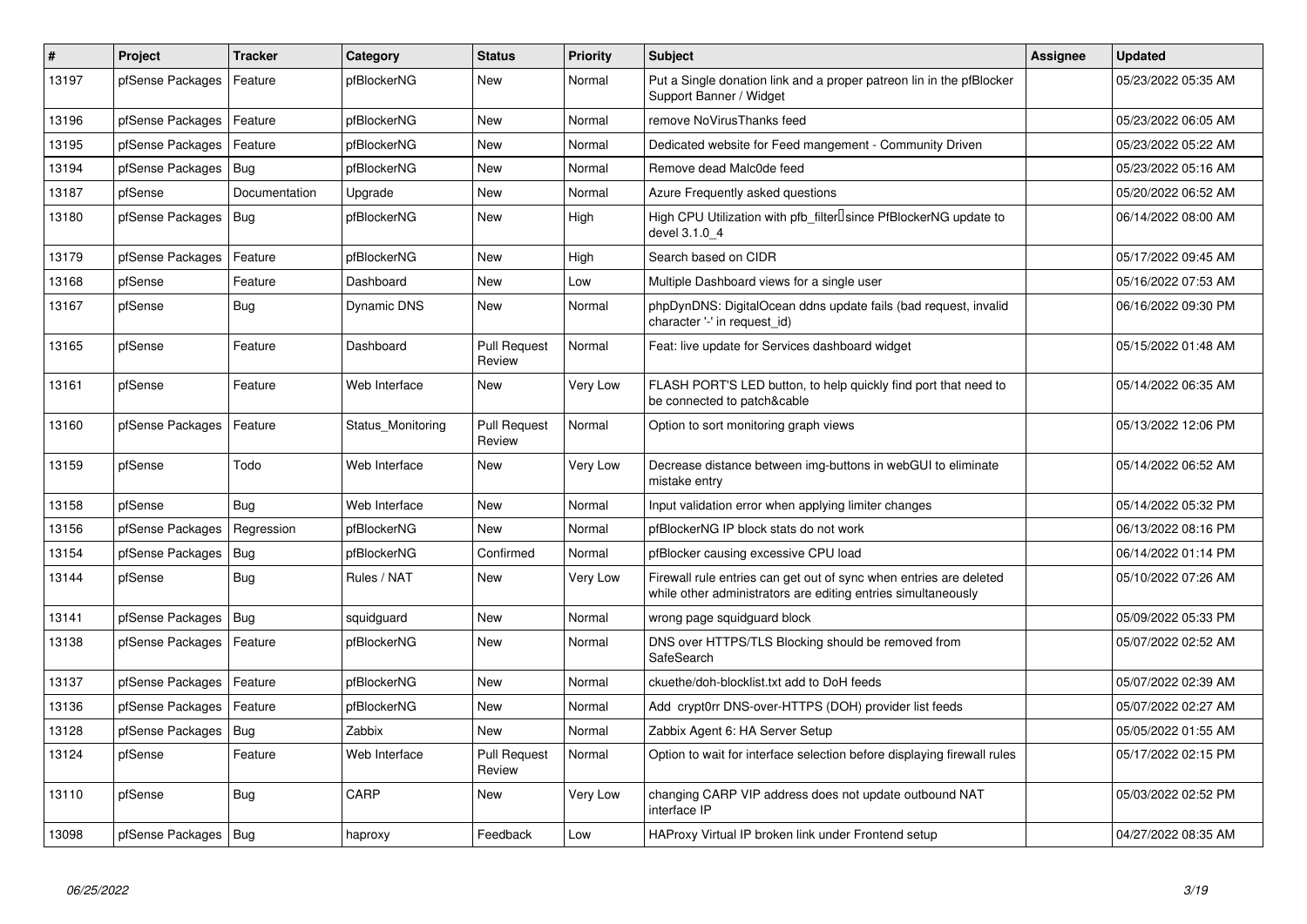| # | Project | Tracker | Category | Status | Priority | Subject | Assignee | Updated |
|---|---|---|---|---|---|---|---|---|
| 13197 | pfSense Packages | Feature | pfBlockerNG | New | Normal | Put a Single donation link and a proper patreon lin in the pfBlocker Support Banner / Widget | | 05/23/2022 05:35 AM |
| 13196 | pfSense Packages | Feature | pfBlockerNG | New | Normal | remove NoVirusThanks feed | | 05/23/2022 06:05 AM |
| 13195 | pfSense Packages | Feature | pfBlockerNG | New | Normal | Dedicated website for Feed mangement - Community Driven | | 05/23/2022 05:22 AM |
| 13194 | pfSense Packages | Bug | pfBlockerNG | New | Normal | Remove dead Malc0de feed | | 05/23/2022 05:16 AM |
| 13187 | pfSense | Documentation | Upgrade | New | Normal | Azure Frequently asked questions | | 05/20/2022 06:52 AM |
| 13180 | pfSense Packages | Bug | pfBlockerNG | New | High | High CPU Utilization with pfb_filter since PfBlockerNG update to devel 3.1.0_4 | | 06/14/2022 08:00 AM |
| 13179 | pfSense Packages | Feature | pfBlockerNG | New | High | Search based on CIDR | | 05/17/2022 09:45 AM |
| 13168 | pfSense | Feature | Dashboard | New | Low | Multiple Dashboard views for a single user | | 05/16/2022 07:53 AM |
| 13167 | pfSense | Bug | Dynamic DNS | New | Normal | phpDynDNS: DigitalOcean ddns update fails (bad request, invalid character '-' in request_id) | | 06/16/2022 09:30 PM |
| 13165 | pfSense | Feature | Dashboard | Pull Request Review | Normal | Feat: live update for Services dashboard widget | | 05/15/2022 01:48 AM |
| 13161 | pfSense | Feature | Web Interface | New | Very Low | FLASH PORT'S LED button, to help quickly find port that need to be connected to patch&cable | | 05/14/2022 06:35 AM |
| 13160 | pfSense Packages | Feature | Status_Monitoring | Pull Request Review | Normal | Option to sort monitoring graph views | | 05/13/2022 12:06 PM |
| 13159 | pfSense | Todo | Web Interface | New | Very Low | Decrease distance between img-buttons in webGUI to eliminate mistake entry | | 05/14/2022 06:52 AM |
| 13158 | pfSense | Bug | Web Interface | New | Normal | Input validation error when applying limiter changes | | 05/14/2022 05:32 PM |
| 13156 | pfSense Packages | Regression | pfBlockerNG | New | Normal | pfBlockerNG IP block stats do not work | | 06/13/2022 08:16 PM |
| 13154 | pfSense Packages | Bug | pfBlockerNG | Confirmed | Normal | pfBlocker causing excessive CPU load | | 06/14/2022 01:14 PM |
| 13144 | pfSense | Bug | Rules / NAT | New | Very Low | Firewall rule entries can get out of sync when entries are deleted while other administrators are editing entries simultaneously | | 05/10/2022 07:26 AM |
| 13141 | pfSense Packages | Bug | squidguard | New | Normal | wrong page squidguard block | | 05/09/2022 05:33 PM |
| 13138 | pfSense Packages | Feature | pfBlockerNG | New | Normal | DNS over HTTPS/TLS Blocking should be removed from SafeSearch | | 05/07/2022 02:52 AM |
| 13137 | pfSense Packages | Feature | pfBlockerNG | New | Normal | ckuethe/doh-blocklist.txt add to DoH feeds | | 05/07/2022 02:39 AM |
| 13136 | pfSense Packages | Feature | pfBlockerNG | New | Normal | Add crypt0rr DNS-over-HTTPS (DOH) provider list feeds | | 05/07/2022 02:27 AM |
| 13128 | pfSense Packages | Bug | Zabbix | New | Normal | Zabbix Agent 6: HA Server Setup | | 05/05/2022 01:55 AM |
| 13124 | pfSense | Feature | Web Interface | Pull Request Review | Normal | Option to wait for interface selection before displaying firewall rules | | 05/17/2022 02:15 PM |
| 13110 | pfSense | Bug | CARP | New | Very Low | changing CARP VIP address does not update outbound NAT interface IP | | 05/03/2022 02:52 PM |
| 13098 | pfSense Packages | Bug | haproxy | Feedback | Low | HAProxy Virtual IP broken link under Frontend setup | | 04/27/2022 08:35 AM |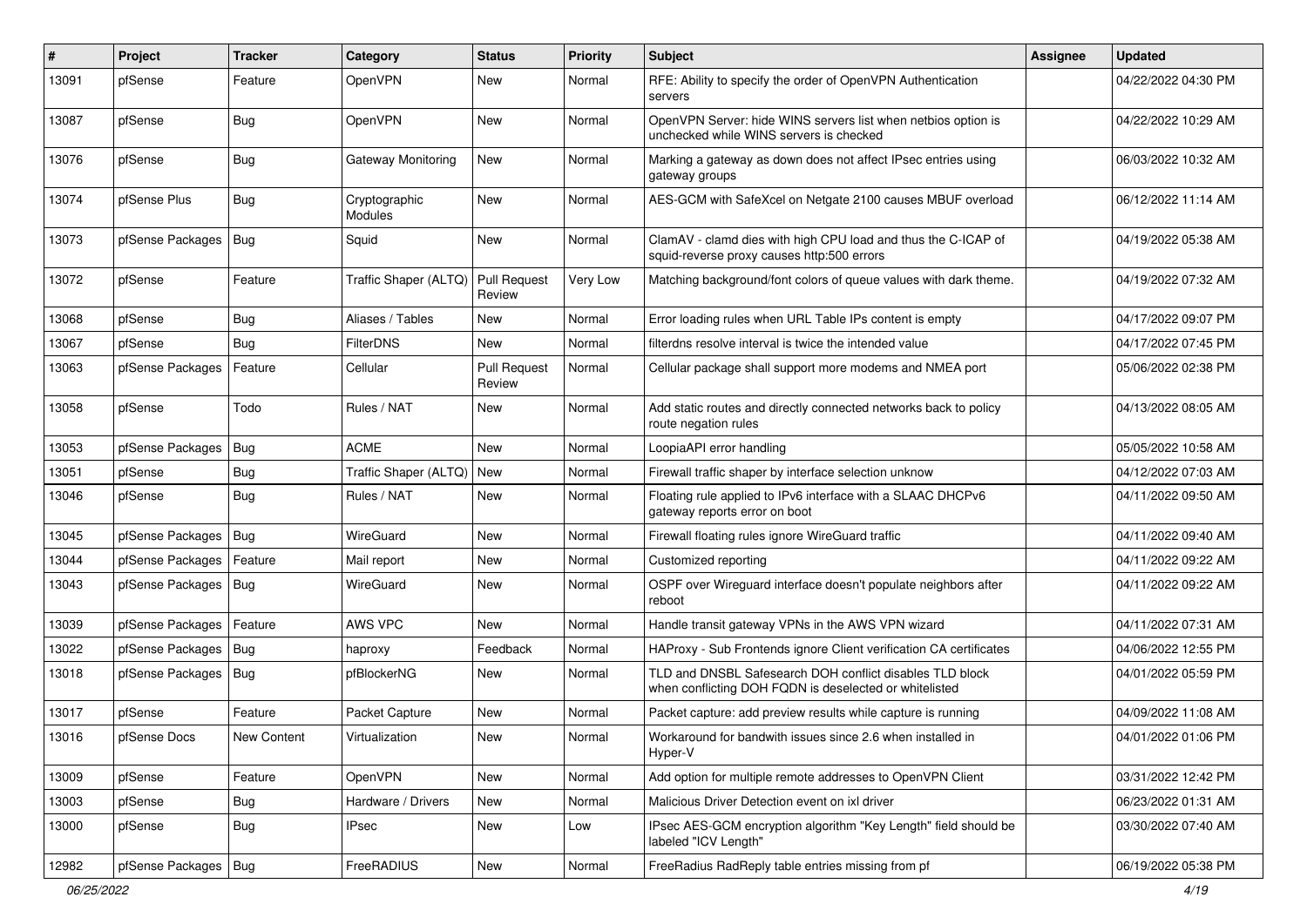| # | Project | Tracker | Category | Status | Priority | Subject | Assignee | Updated |
|---|---|---|---|---|---|---|---|---|
| 13091 | pfSense | Feature | OpenVPN | New | Normal | RFE: Ability to specify the order of OpenVPN Authentication servers | | 04/22/2022 04:30 PM |
| 13087 | pfSense | Bug | OpenVPN | New | Normal | OpenVPN Server: hide WINS servers list when netbios option is unchecked while WINS servers is checked | | 04/22/2022 10:29 AM |
| 13076 | pfSense | Bug | Gateway Monitoring | New | Normal | Marking a gateway as down does not affect IPsec entries using gateway groups | | 06/03/2022 10:32 AM |
| 13074 | pfSense Plus | Bug | Cryptographic Modules | New | Normal | AES-GCM with SafeXcel on Netgate 2100 causes MBUF overload | | 06/12/2022 11:14 AM |
| 13073 | pfSense Packages | Bug | Squid | New | Normal | ClamAV - clamd dies with high CPU load and thus the C-ICAP of squid-reverse proxy causes http:500 errors | | 04/19/2022 05:38 AM |
| 13072 | pfSense | Feature | Traffic Shaper (ALTQ) | Pull Request Review | Very Low | Matching background/font colors of queue values with dark theme. | | 04/19/2022 07:32 AM |
| 13068 | pfSense | Bug | Aliases / Tables | New | Normal | Error loading rules when URL Table IPs content is empty | | 04/17/2022 09:07 PM |
| 13067 | pfSense | Bug | FilterDNS | New | Normal | filterdns resolve interval is twice the intended value | | 04/17/2022 07:45 PM |
| 13063 | pfSense Packages | Feature | Cellular | Pull Request Review | Normal | Cellular package shall support more modems and NMEA port | | 05/06/2022 02:38 PM |
| 13058 | pfSense | Todo | Rules / NAT | New | Normal | Add static routes and directly connected networks back to policy route negation rules | | 04/13/2022 08:05 AM |
| 13053 | pfSense Packages | Bug | ACME | New | Normal | LoopiaAPI error handling | | 05/05/2022 10:58 AM |
| 13051 | pfSense | Bug | Traffic Shaper (ALTQ) | New | Normal | Firewall traffic shaper by interface selection unknow | | 04/12/2022 07:03 AM |
| 13046 | pfSense | Bug | Rules / NAT | New | Normal | Floating rule applied to IPv6 interface with a SLAAC DHCPv6 gateway reports error on boot | | 04/11/2022 09:50 AM |
| 13045 | pfSense Packages | Bug | WireGuard | New | Normal | Firewall floating rules ignore WireGuard traffic | | 04/11/2022 09:40 AM |
| 13044 | pfSense Packages | Feature | Mail report | New | Normal | Customized reporting | | 04/11/2022 09:22 AM |
| 13043 | pfSense Packages | Bug | WireGuard | New | Normal | OSPF over Wireguard interface doesn't populate neighbors after reboot | | 04/11/2022 09:22 AM |
| 13039 | pfSense Packages | Feature | AWS VPC | New | Normal | Handle transit gateway VPNs in the AWS VPN wizard | | 04/11/2022 07:31 AM |
| 13022 | pfSense Packages | Bug | haproxy | Feedback | Normal | HAProxy - Sub Frontends ignore Client verification CA certificates | | 04/06/2022 12:55 PM |
| 13018 | pfSense Packages | Bug | pfBlockerNG | New | Normal | TLD and DNSBL Safesearch DOH conflict disables TLD block when conflicting DOH FQDN is deselected or whitelisted | | 04/01/2022 05:59 PM |
| 13017 | pfSense | Feature | Packet Capture | New | Normal | Packet capture: add preview results while capture is running | | 04/09/2022 11:08 AM |
| 13016 | pfSense Docs | New Content | Virtualization | New | Normal | Workaround for bandwith issues since 2.6 when installed in Hyper-V | | 04/01/2022 01:06 PM |
| 13009 | pfSense | Feature | OpenVPN | New | Normal | Add option for multiple remote addresses to OpenVPN Client | | 03/31/2022 12:42 PM |
| 13003 | pfSense | Bug | Hardware / Drivers | New | Normal | Malicious Driver Detection event on ixl driver | | 06/23/2022 01:31 AM |
| 13000 | pfSense | Bug | IPsec | New | Low | IPsec AES-GCM encryption algorithm "Key Length" field should be labeled "ICV Length" | | 03/30/2022 07:40 AM |
| 12982 | pfSense Packages | Bug | FreeRADIUS | New | Normal | FreeRadius RadReply table entries missing from pf | | 06/19/2022 05:38 PM |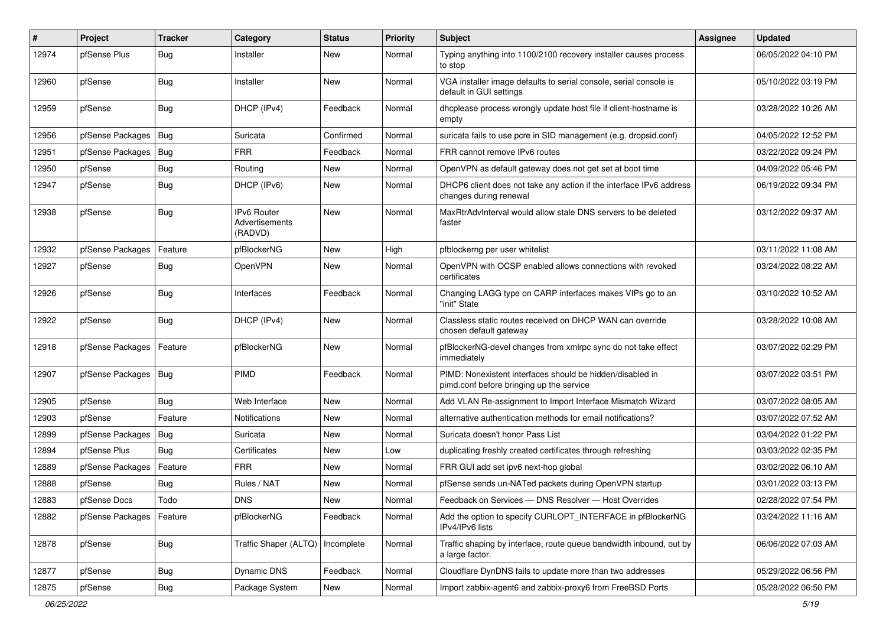| # | Project | Tracker | Category | Status | Priority | Subject | Assignee | Updated |
|---|---|---|---|---|---|---|---|---|
| 12974 | pfSense Plus | Bug | Installer | New | Normal | Typing anything into 1100/2100 recovery installer causes process to stop | | 06/05/2022 04:10 PM |
| 12960 | pfSense | Bug | Installer | New | Normal | VGA installer image defaults to serial console, serial console is default in GUI settings | | 05/10/2022 03:19 PM |
| 12959 | pfSense | Bug | DHCP (IPv4) | Feedback | Normal | dhcplease process wrongly update host file if client-hostname is empty | | 03/28/2022 10:26 AM |
| 12956 | pfSense Packages | Bug | Suricata | Confirmed | Normal | suricata fails to use pcre in SID management (e.g. dropsid.conf) | | 04/05/2022 12:52 PM |
| 12951 | pfSense Packages | Bug | FRR | Feedback | Normal | FRR cannot remove IPv6 routes | | 03/22/2022 09:24 PM |
| 12950 | pfSense | Bug | Routing | New | Normal | OpenVPN as default gateway does not get set at boot time | | 04/09/2022 05:46 PM |
| 12947 | pfSense | Bug | DHCP (IPv6) | New | Normal | DHCP6 client does not take any action if the interface IPv6 address changes during renewal | | 06/19/2022 09:34 PM |
| 12938 | pfSense | Bug | IPv6 Router Advertisements (RADVD) | New | Normal | MaxRtrAdvInterval would allow stale DNS servers to be deleted faster | | 03/12/2022 09:37 AM |
| 12932 | pfSense Packages | Feature | pfBlockerNG | New | High | pfblockerng per user whitelist | | 03/11/2022 11:08 AM |
| 12927 | pfSense | Bug | OpenVPN | New | Normal | OpenVPN with OCSP enabled allows connections with revoked certificates | | 03/24/2022 08:22 AM |
| 12926 | pfSense | Bug | Interfaces | Feedback | Normal | Changing LAGG type on CARP interfaces makes VIPs go to an "init" State | | 03/10/2022 10:52 AM |
| 12922 | pfSense | Bug | DHCP (IPv4) | New | Normal | Classless static routes received on DHCP WAN can override chosen default gateway | | 03/28/2022 10:08 AM |
| 12918 | pfSense Packages | Feature | pfBlockerNG | New | Normal | pfBlockerNG-devel changes from xmlrpc sync do not take effect immediately | | 03/07/2022 02:29 PM |
| 12907 | pfSense Packages | Bug | PIMD | Feedback | Normal | PIMD: Nonexistent interfaces should be hidden/disabled in pimd.conf before bringing up the service | | 03/07/2022 03:51 PM |
| 12905 | pfSense | Bug | Web Interface | New | Normal | Add VLAN Re-assignment to Import Interface Mismatch Wizard | | 03/07/2022 08:05 AM |
| 12903 | pfSense | Feature | Notifications | New | Normal | alternative authentication methods for email notifications? | | 03/07/2022 07:52 AM |
| 12899 | pfSense Packages | Bug | Suricata | New | Normal | Suricata doesn't honor Pass List | | 03/04/2022 01:22 PM |
| 12894 | pfSense Plus | Bug | Certificates | New | Low | duplicating freshly created certificates through refreshing | | 03/03/2022 02:35 PM |
| 12889 | pfSense Packages | Feature | FRR | New | Normal | FRR GUI add set ipv6 next-hop global | | 03/02/2022 06:10 AM |
| 12888 | pfSense | Bug | Rules / NAT | New | Normal | pfSense sends un-NATed packets during OpenVPN startup | | 03/01/2022 03:13 PM |
| 12883 | pfSense Docs | Todo | DNS | New | Normal | Feedback on Services — DNS Resolver — Host Overrides | | 02/28/2022 07:54 PM |
| 12882 | pfSense Packages | Feature | pfBlockerNG | Feedback | Normal | Add the option to specify CURLOPT_INTERFACE in pfBlockerNG IPv4/IPv6 lists | | 03/24/2022 11:16 AM |
| 12878 | pfSense | Bug | Traffic Shaper (ALTQ) | Incomplete | Normal | Traffic shaping by interface, route queue bandwidth inbound, out by a large factor. | | 06/06/2022 07:03 AM |
| 12877 | pfSense | Bug | Dynamic DNS | Feedback | Normal | Cloudflare DynDNS fails to update more than two addresses | | 05/29/2022 06:56 PM |
| 12875 | pfSense | Bug | Package System | New | Normal | Import zabbix-agent6 and zabbix-proxy6 from FreeBSD Ports | | 05/28/2022 06:50 PM |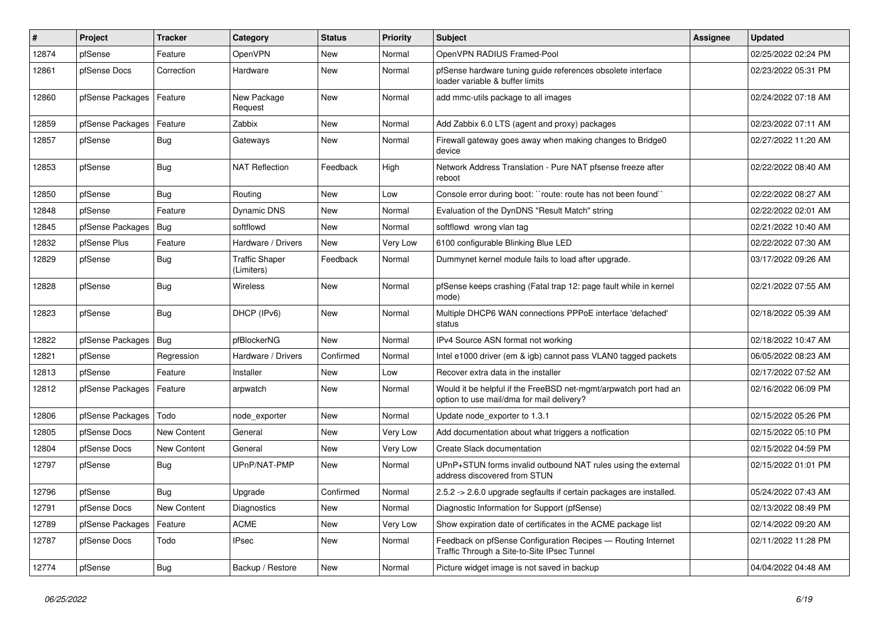| # | Project | Tracker | Category | Status | Priority | Subject | Assignee | Updated |
|---|---|---|---|---|---|---|---|---|
| 12874 | pfSense | Feature | OpenVPN | New | Normal | OpenVPN RADIUS Framed-Pool | | 02/25/2022 02:24 PM |
| 12861 | pfSense Docs | Correction | Hardware | New | Normal | pfSense hardware tuning guide references obsolete interface loader variable & buffer limits | | 02/23/2022 05:31 PM |
| 12860 | pfSense Packages | Feature | New Package Request | New | Normal | add mmc-utils package to all images | | 02/24/2022 07:18 AM |
| 12859 | pfSense Packages | Feature | Zabbix | New | Normal | Add Zabbix 6.0 LTS (agent and proxy) packages | | 02/23/2022 07:11 AM |
| 12857 | pfSense | Bug | Gateways | New | Normal | Firewall gateway goes away when making changes to Bridge0 device | | 02/27/2022 11:20 AM |
| 12853 | pfSense | Bug | NAT Reflection | Feedback | High | Network Address Translation - Pure NAT pfsense freeze after reboot | | 02/22/2022 08:40 AM |
| 12850 | pfSense | Bug | Routing | New | Low | Console error during boot: ``route: route has not been found`` | | 02/22/2022 08:27 AM |
| 12848 | pfSense | Feature | Dynamic DNS | New | Normal | Evaluation of the DynDNS "Result Match" string | | 02/22/2022 02:01 AM |
| 12845 | pfSense Packages | Bug | softflowd | New | Normal | softflowd wrong vlan tag | | 02/21/2022 10:40 AM |
| 12832 | pfSense Plus | Feature | Hardware / Drivers | New | Very Low | 6100 configurable Blinking Blue LED | | 02/22/2022 07:30 AM |
| 12829 | pfSense | Bug | Traffic Shaper (Limiters) | Feedback | Normal | Dummynet kernel module fails to load after upgrade. | | 03/17/2022 09:26 AM |
| 12828 | pfSense | Bug | Wireless | New | Normal | pfSense keeps crashing (Fatal trap 12: page fault while in kernel mode) | | 02/21/2022 07:55 AM |
| 12823 | pfSense | Bug | DHCP (IPv6) | New | Normal | Multiple DHCP6 WAN connections PPPoE interface 'defached' status | | 02/18/2022 05:39 AM |
| 12822 | pfSense Packages | Bug | pfBlockerNG | New | Normal | IPv4 Source ASN format not working | | 02/18/2022 10:47 AM |
| 12821 | pfSense | Regression | Hardware / Drivers | Confirmed | Normal | Intel e1000 driver (em & igb) cannot pass VLAN0 tagged packets | | 06/05/2022 08:23 AM |
| 12813 | pfSense | Feature | Installer | New | Low | Recover extra data in the installer | | 02/17/2022 07:52 AM |
| 12812 | pfSense Packages | Feature | arpwatch | New | Normal | Would it be helpful if the FreeBSD net-mgmt/arpwatch port had an option to use mail/dma for mail delivery? | | 02/16/2022 06:09 PM |
| 12806 | pfSense Packages | Todo | node_exporter | New | Normal | Update node_exporter to 1.3.1 | | 02/15/2022 05:26 PM |
| 12805 | pfSense Docs | New Content | General | New | Very Low | Add documentation about what triggers a notfication | | 02/15/2022 05:10 PM |
| 12804 | pfSense Docs | New Content | General | New | Very Low | Create Slack documentation | | 02/15/2022 04:59 PM |
| 12797 | pfSense | Bug | UPnP/NAT-PMP | New | Normal | UPnP+STUN forms invalid outbound NAT rules using the external address discovered from STUN | | 02/15/2022 01:01 PM |
| 12796 | pfSense | Bug | Upgrade | Confirmed | Normal | 2.5.2 -> 2.6.0 upgrade segfaults if certain packages are installed. | | 05/24/2022 07:43 AM |
| 12791 | pfSense Docs | New Content | Diagnostics | New | Normal | Diagnostic Information for Support (pfSense) | | 02/13/2022 08:49 PM |
| 12789 | pfSense Packages | Feature | ACME | New | Very Low | Show expiration date of certificates in the ACME package list | | 02/14/2022 09:20 AM |
| 12787 | pfSense Docs | Todo | IPsec | New | Normal | Feedback on pfSense Configuration Recipes — Routing Internet Traffic Through a Site-to-Site IPsec Tunnel | | 02/11/2022 11:28 PM |
| 12774 | pfSense | Bug | Backup / Restore | New | Normal | Picture widget image is not saved in backup | | 04/04/2022 04:48 AM |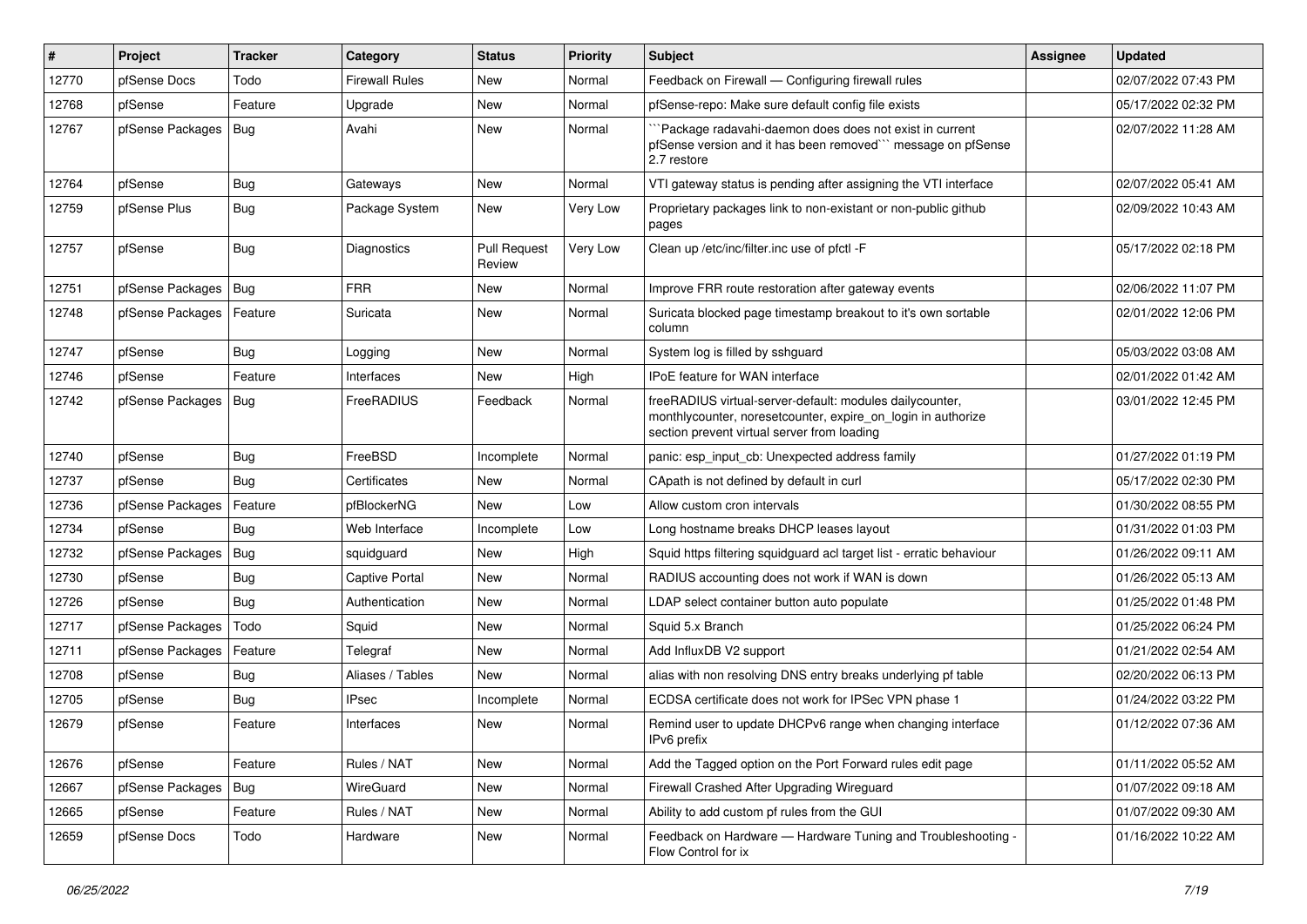| # | Project | Tracker | Category | Status | Priority | Subject | Assignee | Updated |
|---|---|---|---|---|---|---|---|---|
| 12770 | pfSense Docs | Todo | Firewall Rules | New | Normal | Feedback on Firewall — Configuring firewall rules | | 02/07/2022 07:43 PM |
| 12768 | pfSense | Feature | Upgrade | New | Normal | pfSense-repo: Make sure default config file exists | | 05/17/2022 02:32 PM |
| 12767 | pfSense Packages | Bug | Avahi | New | Normal | ```Package radavahi-daemon does does not exist in current pfSense version and it has been removed``` message on pfSense 2.7 restore | | 02/07/2022 11:28 AM |
| 12764 | pfSense | Bug | Gateways | New | Normal | VTI gateway status is pending after assigning the VTI interface | | 02/07/2022 05:41 AM |
| 12759 | pfSense Plus | Bug | Package System | New | Very Low | Proprietary packages link to non-existant or non-public github pages | | 02/09/2022 10:43 AM |
| 12757 | pfSense | Bug | Diagnostics | Pull Request Review | Very Low | Clean up /etc/inc/filter.inc use of pfctl -F | | 05/17/2022 02:18 PM |
| 12751 | pfSense Packages | Bug | FRR | New | Normal | Improve FRR route restoration after gateway events | | 02/06/2022 11:07 PM |
| 12748 | pfSense Packages | Feature | Suricata | New | Normal | Suricata blocked page timestamp breakout to it's own sortable column | | 02/01/2022 12:06 PM |
| 12747 | pfSense | Bug | Logging | New | Normal | System log is filled by sshguard | | 05/03/2022 03:08 AM |
| 12746 | pfSense | Feature | Interfaces | New | High | IPoE feature for WAN interface | | 02/01/2022 01:42 AM |
| 12742 | pfSense Packages | Bug | FreeRADIUS | Feedback | Normal | freeRADIUS virtual-server-default: modules dailycounter, monthlycounter, noresetcounter, expire_on_login in authorize section prevent virtual server from loading | | 03/01/2022 12:45 PM |
| 12740 | pfSense | Bug | FreeBSD | Incomplete | Normal | panic: esp_input_cb: Unexpected address family | | 01/27/2022 01:19 PM |
| 12737 | pfSense | Bug | Certificates | New | Normal | CApath is not defined by default in curl | | 05/17/2022 02:30 PM |
| 12736 | pfSense Packages | Feature | pfBlockerNG | New | Low | Allow custom cron intervals | | 01/30/2022 08:55 PM |
| 12734 | pfSense | Bug | Web Interface | Incomplete | Low | Long hostname breaks DHCP leases layout | | 01/31/2022 01:03 PM |
| 12732 | pfSense Packages | Bug | squidguard | New | High | Squid https filtering squidguard acl target list - erratic behaviour | | 01/26/2022 09:11 AM |
| 12730 | pfSense | Bug | Captive Portal | New | Normal | RADIUS accounting does not work if WAN is down | | 01/26/2022 05:13 AM |
| 12726 | pfSense | Bug | Authentication | New | Normal | LDAP select container button auto populate | | 01/25/2022 01:48 PM |
| 12717 | pfSense Packages | Todo | Squid | New | Normal | Squid 5.x Branch | | 01/25/2022 06:24 PM |
| 12711 | pfSense Packages | Feature | Telegraf | New | Normal | Add InfluxDB V2 support | | 01/21/2022 02:54 AM |
| 12708 | pfSense | Bug | Aliases / Tables | New | Normal | alias with non resolving DNS entry breaks underlying pf table | | 02/20/2022 06:13 PM |
| 12705 | pfSense | Bug | IPsec | Incomplete | Normal | ECDSA certificate does not work for IPSec VPN phase 1 | | 01/24/2022 03:22 PM |
| 12679 | pfSense | Feature | Interfaces | New | Normal | Remind user to update DHCPv6 range when changing interface IPv6 prefix | | 01/12/2022 07:36 AM |
| 12676 | pfSense | Feature | Rules / NAT | New | Normal | Add the Tagged option on the Port Forward rules edit page | | 01/11/2022 05:52 AM |
| 12667 | pfSense Packages | Bug | WireGuard | New | Normal | Firewall Crashed After Upgrading Wireguard | | 01/07/2022 09:18 AM |
| 12665 | pfSense | Feature | Rules / NAT | New | Normal | Ability to add custom pf rules from the GUI | | 01/07/2022 09:30 AM |
| 12659 | pfSense Docs | Todo | Hardware | New | Normal | Feedback on Hardware — Hardware Tuning and Troubleshooting - Flow Control for ix | | 01/16/2022 10:22 AM |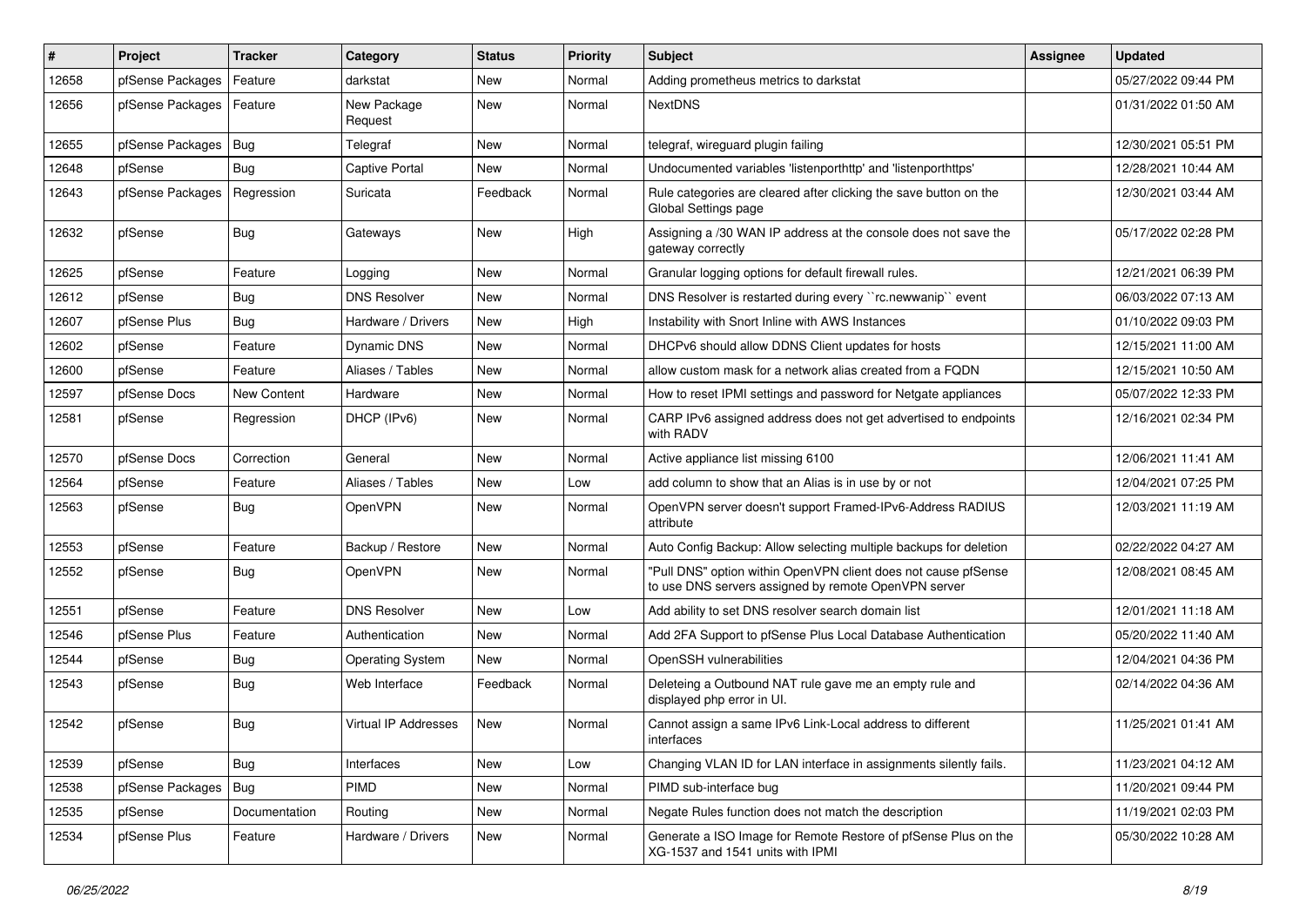| # | Project | Tracker | Category | Status | Priority | Subject | Assignee | Updated |
|---|---|---|---|---|---|---|---|---|
| 12658 | pfSense Packages | Feature | darkstat | New | Normal | Adding prometheus metrics to darkstat | | 05/27/2022 09:44 PM |
| 12656 | pfSense Packages | Feature | New Package Request | New | Normal | NextDNS | | 01/31/2022 01:50 AM |
| 12655 | pfSense Packages | Bug | Telegraf | New | Normal | telegraf, wireguard plugin failing | | 12/30/2021 05:51 PM |
| 12648 | pfSense | Bug | Captive Portal | New | Normal | Undocumented variables 'listenporthttp' and 'listenporthttps' | | 12/28/2021 10:44 AM |
| 12643 | pfSense Packages | Regression | Suricata | Feedback | Normal | Rule categories are cleared after clicking the save button on the Global Settings page | | 12/30/2021 03:44 AM |
| 12632 | pfSense | Bug | Gateways | New | High | Assigning a /30 WAN IP address at the console does not save the gateway correctly | | 05/17/2022 02:28 PM |
| 12625 | pfSense | Feature | Logging | New | Normal | Granular logging options for default firewall rules. | | 12/21/2021 06:39 PM |
| 12612 | pfSense | Bug | DNS Resolver | New | Normal | DNS Resolver is restarted during every ``rc.newwanip`` event | | 06/03/2022 07:13 AM |
| 12607 | pfSense Plus | Bug | Hardware / Drivers | New | High | Instability with Snort Inline with AWS Instances | | 01/10/2022 09:03 PM |
| 12602 | pfSense | Feature | Dynamic DNS | New | Normal | DHCPv6 should allow DDNS Client updates for hosts | | 12/15/2021 11:00 AM |
| 12600 | pfSense | Feature | Aliases / Tables | New | Normal | allow custom mask for a network alias created from a FQDN | | 12/15/2021 10:50 AM |
| 12597 | pfSense Docs | New Content | Hardware | New | Normal | How to reset IPMI settings and password for Netgate appliances | | 05/07/2022 12:33 PM |
| 12581 | pfSense | Regression | DHCP (IPv6) | New | Normal | CARP IPv6 assigned address does not get advertised to endpoints with RADV | | 12/16/2021 02:34 PM |
| 12570 | pfSense Docs | Correction | General | New | Normal | Active appliance list missing 6100 | | 12/06/2021 11:41 AM |
| 12564 | pfSense | Feature | Aliases / Tables | New | Low | add column to show that an Alias is in use by or not | | 12/04/2021 07:25 PM |
| 12563 | pfSense | Bug | OpenVPN | New | Normal | OpenVPN server doesn't support Framed-IPv6-Address RADIUS attribute | | 12/03/2021 11:19 AM |
| 12553 | pfSense | Feature | Backup / Restore | New | Normal | Auto Config Backup: Allow selecting multiple backups for deletion | | 02/22/2022 04:27 AM |
| 12552 | pfSense | Bug | OpenVPN | New | Normal | "Pull DNS" option within OpenVPN client does not cause pfSense to use DNS servers assigned by remote OpenVPN server | | 12/08/2021 08:45 AM |
| 12551 | pfSense | Feature | DNS Resolver | New | Low | Add ability to set DNS resolver search domain list | | 12/01/2021 11:18 AM |
| 12546 | pfSense Plus | Feature | Authentication | New | Normal | Add 2FA Support to pfSense Plus Local Database Authentication | | 05/20/2022 11:40 AM |
| 12544 | pfSense | Bug | Operating System | New | Normal | OpenSSH vulnerabilities | | 12/04/2021 04:36 PM |
| 12543 | pfSense | Bug | Web Interface | Feedback | Normal | Deleteing a Outbound NAT rule gave me an empty rule and displayed php error in UI. | | 02/14/2022 04:36 AM |
| 12542 | pfSense | Bug | Virtual IP Addresses | New | Normal | Cannot assign a same IPv6 Link-Local address to different interfaces | | 11/25/2021 01:41 AM |
| 12539 | pfSense | Bug | Interfaces | New | Low | Changing VLAN ID for LAN interface in assignments silently fails. | | 11/23/2021 04:12 AM |
| 12538 | pfSense Packages | Bug | PIMD | New | Normal | PIMD sub-interface bug | | 11/20/2021 09:44 PM |
| 12535 | pfSense | Documentation | Routing | New | Normal | Negate Rules function does not match the description | | 11/19/2021 02:03 PM |
| 12534 | pfSense Plus | Feature | Hardware / Drivers | New | Normal | Generate a ISO Image for Remote Restore of pfSense Plus on the XG-1537 and 1541 units with IPMI | | 05/30/2022 10:28 AM |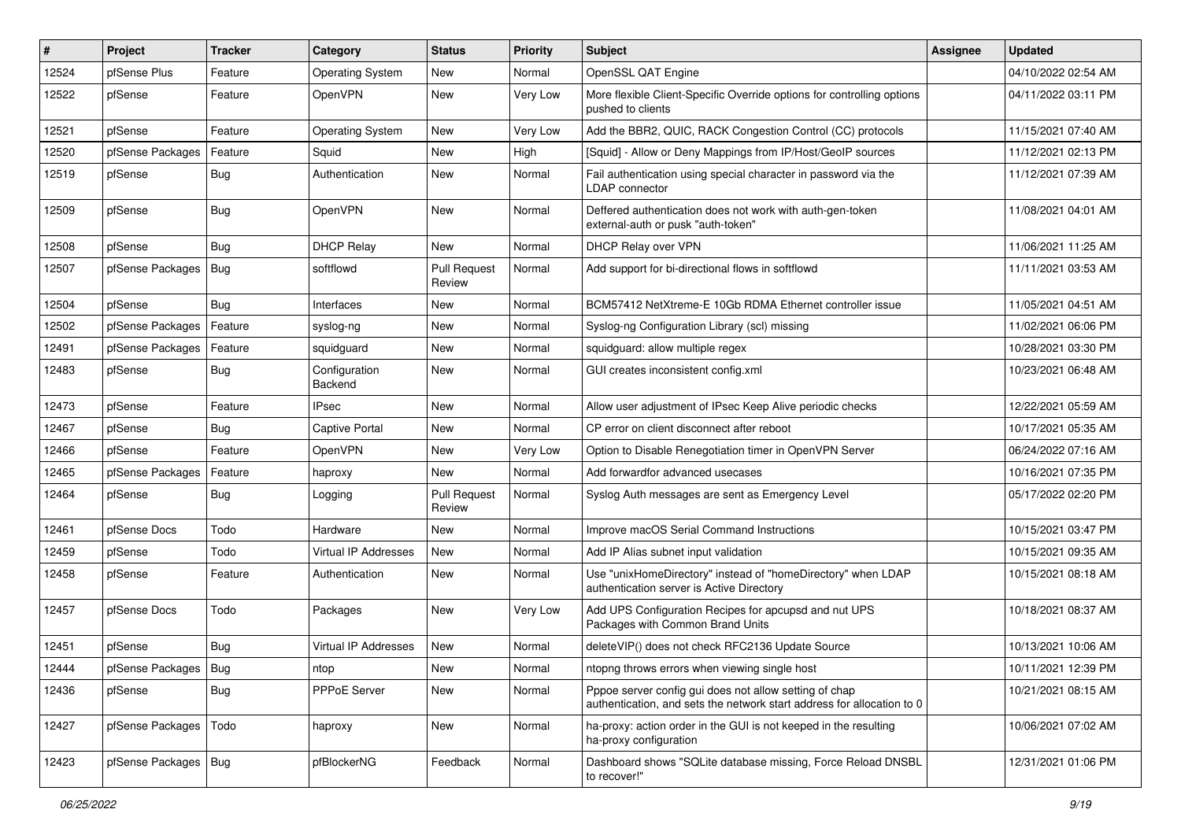| # | Project | Tracker | Category | Status | Priority | Subject | Assignee | Updated |
|---|---|---|---|---|---|---|---|---|
| 12524 | pfSense Plus | Feature | Operating System | New | Normal | OpenSSL QAT Engine | | 04/10/2022 02:54 AM |
| 12522 | pfSense | Feature | OpenVPN | New | Very Low | More flexible Client-Specific Override options for controlling options pushed to clients | | 04/11/2022 03:11 PM |
| 12521 | pfSense | Feature | Operating System | New | Very Low | Add the BBR2, QUIC, RACK Congestion Control (CC) protocols | | 11/15/2021 07:40 AM |
| 12520 | pfSense Packages | Feature | Squid | New | High | [Squid] - Allow or Deny Mappings from IP/Host/GeoIP sources | | 11/12/2021 02:13 PM |
| 12519 | pfSense | Bug | Authentication | New | Normal | Fail authentication using special character in password via the LDAP connector | | 11/12/2021 07:39 AM |
| 12509 | pfSense | Bug | OpenVPN | New | Normal | Deffered authentication does not work with auth-gen-token external-auth or pusk "auth-token" | | 11/08/2021 04:01 AM |
| 12508 | pfSense | Bug | DHCP Relay | New | Normal | DHCP Relay over VPN | | 11/06/2021 11:25 AM |
| 12507 | pfSense Packages | Bug | softflowd | Pull Request Review | Normal | Add support for bi-directional flows in softflowd | | 11/11/2021 03:53 AM |
| 12504 | pfSense | Bug | Interfaces | New | Normal | BCM57412 NetXtreme-E 10Gb RDMA Ethernet controller issue | | 11/05/2021 04:51 AM |
| 12502 | pfSense Packages | Feature | syslog-ng | New | Normal | Syslog-ng Configuration Library (scl) missing | | 11/02/2021 06:06 PM |
| 12491 | pfSense Packages | Feature | squidguard | New | Normal | squidguard: allow multiple regex | | 10/28/2021 03:30 PM |
| 12483 | pfSense | Bug | Configuration Backend | New | Normal | GUI creates inconsistent config.xml | | 10/23/2021 06:48 AM |
| 12473 | pfSense | Feature | IPsec | New | Normal | Allow user adjustment of IPsec Keep Alive periodic checks | | 12/22/2021 05:59 AM |
| 12467 | pfSense | Bug | Captive Portal | New | Normal | CP error on client disconnect after reboot | | 10/17/2021 05:35 AM |
| 12466 | pfSense | Feature | OpenVPN | New | Very Low | Option to Disable Renegotiation timer in OpenVPN Server | | 06/24/2022 07:16 AM |
| 12465 | pfSense Packages | Feature | haproxy | New | Normal | Add forwardfor advanced usecases | | 10/16/2021 07:35 PM |
| 12464 | pfSense | Bug | Logging | Pull Request Review | Normal | Syslog Auth messages are sent as Emergency Level | | 05/17/2022 02:20 PM |
| 12461 | pfSense Docs | Todo | Hardware | New | Normal | Improve macOS Serial Command Instructions | | 10/15/2021 03:47 PM |
| 12459 | pfSense | Todo | Virtual IP Addresses | New | Normal | Add IP Alias subnet input validation | | 10/15/2021 09:35 AM |
| 12458 | pfSense | Feature | Authentication | New | Normal | Use "unixHomeDirectory" instead of "homeDirectory" when LDAP authentication server is Active Directory | | 10/15/2021 08:18 AM |
| 12457 | pfSense Docs | Todo | Packages | New | Very Low | Add UPS Configuration Recipes for apcupsd and nut UPS Packages with Common Brand Units | | 10/18/2021 08:37 AM |
| 12451 | pfSense | Bug | Virtual IP Addresses | New | Normal | deleteVIP() does not check RFC2136 Update Source | | 10/13/2021 10:06 AM |
| 12444 | pfSense Packages | Bug | ntop | New | Normal | ntopng throws errors when viewing single host | | 10/11/2021 12:39 PM |
| 12436 | pfSense | Bug | PPPoE Server | New | Normal | Pppoe server config gui does not allow setting of chap authentication, and sets the network start address for allocation to 0 | | 10/21/2021 08:15 AM |
| 12427 | pfSense Packages | Todo | haproxy | New | Normal | ha-proxy: action order in the GUI is not keeped in the resulting ha-proxy configuration | | 10/06/2021 07:02 AM |
| 12423 | pfSense Packages | Bug | pfBlockerNG | Feedback | Normal | Dashboard shows "SQLite database missing, Force Reload DNSBL to recover!" | | 12/31/2021 01:06 PM |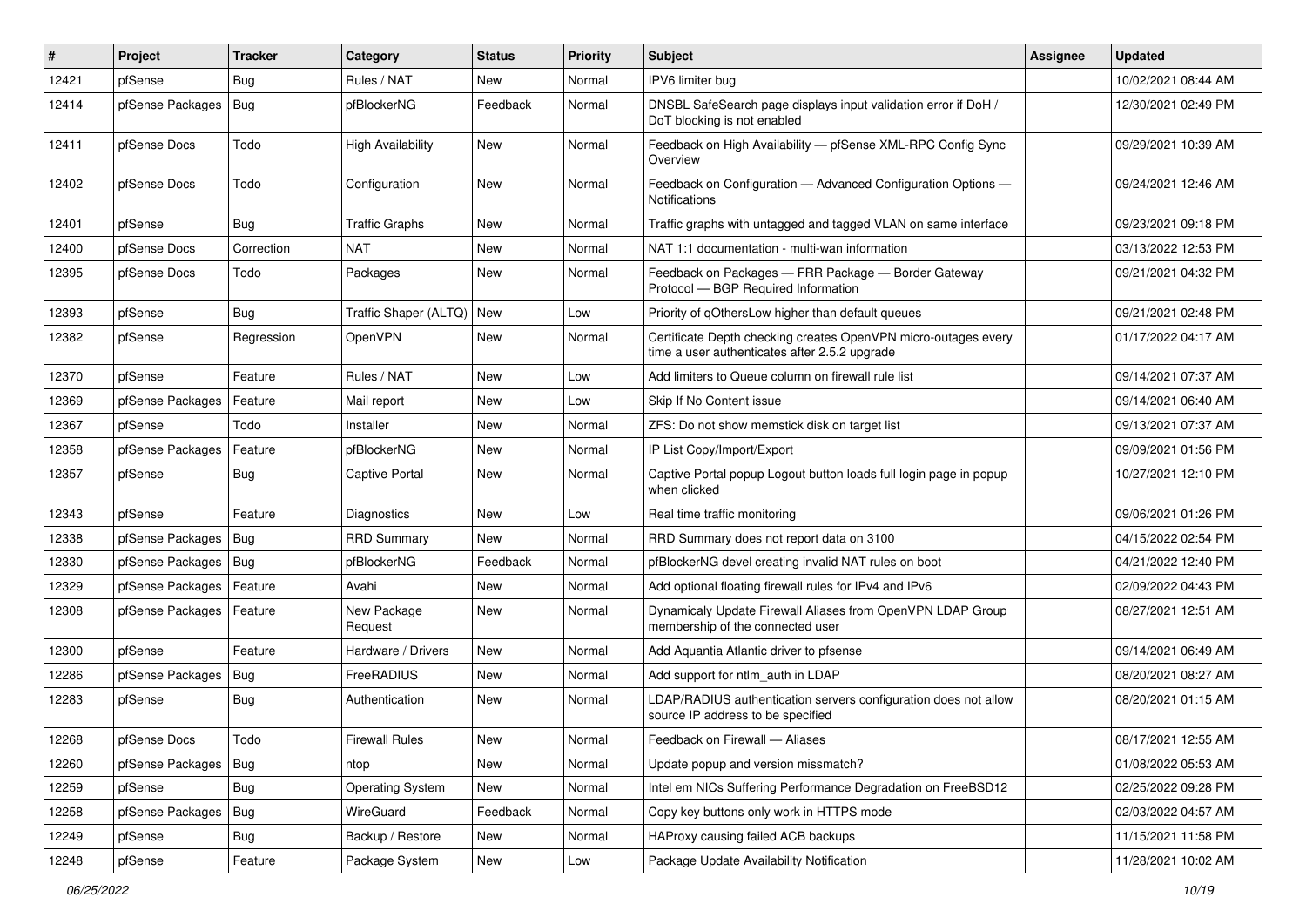| # | Project | Tracker | Category | Status | Priority | Subject | Assignee | Updated |
|---|---|---|---|---|---|---|---|---|
| 12421 | pfSense | Bug | Rules / NAT | New | Normal | IPV6 limiter bug | | 10/02/2021 08:44 AM |
| 12414 | pfSense Packages | Bug | pfBlockerNG | Feedback | Normal | DNSBL SafeSearch page displays input validation error if DoH / DoT blocking is not enabled | | 12/30/2021 02:49 PM |
| 12411 | pfSense Docs | Todo | High Availability | New | Normal | Feedback on High Availability — pfSense XML-RPC Config Sync Overview | | 09/29/2021 10:39 AM |
| 12402 | pfSense Docs | Todo | Configuration | New | Normal | Feedback on Configuration — Advanced Configuration Options — Notifications | | 09/24/2021 12:46 AM |
| 12401 | pfSense | Bug | Traffic Graphs | New | Normal | Traffic graphs with untagged and tagged VLAN on same interface | | 09/23/2021 09:18 PM |
| 12400 | pfSense Docs | Correction | NAT | New | Normal | NAT 1:1 documentation - multi-wan information | | 03/13/2022 12:53 PM |
| 12395 | pfSense Docs | Todo | Packages | New | Normal | Feedback on Packages — FRR Package — Border Gateway Protocol — BGP Required Information | | 09/21/2021 04:32 PM |
| 12393 | pfSense | Bug | Traffic Shaper (ALTQ) | New | Low | Priority of qOthersLow higher than default queues | | 09/21/2021 02:48 PM |
| 12382 | pfSense | Regression | OpenVPN | New | Normal | Certificate Depth checking creates OpenVPN micro-outages every time a user authenticates after 2.5.2 upgrade | | 01/17/2022 04:17 AM |
| 12370 | pfSense | Feature | Rules / NAT | New | Low | Add limiters to Queue column on firewall rule list | | 09/14/2021 07:37 AM |
| 12369 | pfSense Packages | Feature | Mail report | New | Low | Skip If No Content issue | | 09/14/2021 06:40 AM |
| 12367 | pfSense | Todo | Installer | New | Normal | ZFS: Do not show memstick disk on target list | | 09/13/2021 07:37 AM |
| 12358 | pfSense Packages | Feature | pfBlockerNG | New | Normal | IP List Copy/Import/Export | | 09/09/2021 01:56 PM |
| 12357 | pfSense | Bug | Captive Portal | New | Normal | Captive Portal popup Logout button loads full login page in popup when clicked | | 10/27/2021 12:10 PM |
| 12343 | pfSense | Feature | Diagnostics | New | Low | Real time traffic monitoring | | 09/06/2021 01:26 PM |
| 12338 | pfSense Packages | Bug | RRD Summary | New | Normal | RRD Summary does not report data on 3100 | | 04/15/2022 02:54 PM |
| 12330 | pfSense Packages | Bug | pfBlockerNG | Feedback | Normal | pfBlockerNG devel creating invalid NAT rules on boot | | 04/21/2022 12:40 PM |
| 12329 | pfSense Packages | Feature | Avahi | New | Normal | Add optional floating firewall rules for IPv4 and IPv6 | | 02/09/2022 04:43 PM |
| 12308 | pfSense Packages | Feature | New Package Request | New | Normal | Dynamicaly Update Firewall Aliases from OpenVPN LDAP Group membership of the connected user | | 08/27/2021 12:51 AM |
| 12300 | pfSense | Feature | Hardware / Drivers | New | Normal | Add Aquantia Atlantic driver to pfsense | | 09/14/2021 06:49 AM |
| 12286 | pfSense Packages | Bug | FreeRADIUS | New | Normal | Add support for ntlm_auth in LDAP | | 08/20/2021 08:27 AM |
| 12283 | pfSense | Bug | Authentication | New | Normal | LDAP/RADIUS authentication servers configuration does not allow source IP address to be specified | | 08/20/2021 01:15 AM |
| 12268 | pfSense Docs | Todo | Firewall Rules | New | Normal | Feedback on Firewall — Aliases | | 08/17/2021 12:55 AM |
| 12260 | pfSense Packages | Bug | ntop | New | Normal | Update popup and version missmatch? | | 01/08/2022 05:53 AM |
| 12259 | pfSense | Bug | Operating System | New | Normal | Intel em NICs Suffering Performance Degradation on FreeBSD12 | | 02/25/2022 09:28 PM |
| 12258 | pfSense Packages | Bug | WireGuard | Feedback | Normal | Copy key buttons only work in HTTPS mode | | 02/03/2022 04:57 AM |
| 12249 | pfSense | Bug | Backup / Restore | New | Normal | HAProxy causing failed ACB backups | | 11/15/2021 11:58 PM |
| 12248 | pfSense | Feature | Package System | New | Low | Package Update Availability Notification | | 11/28/2021 10:02 AM |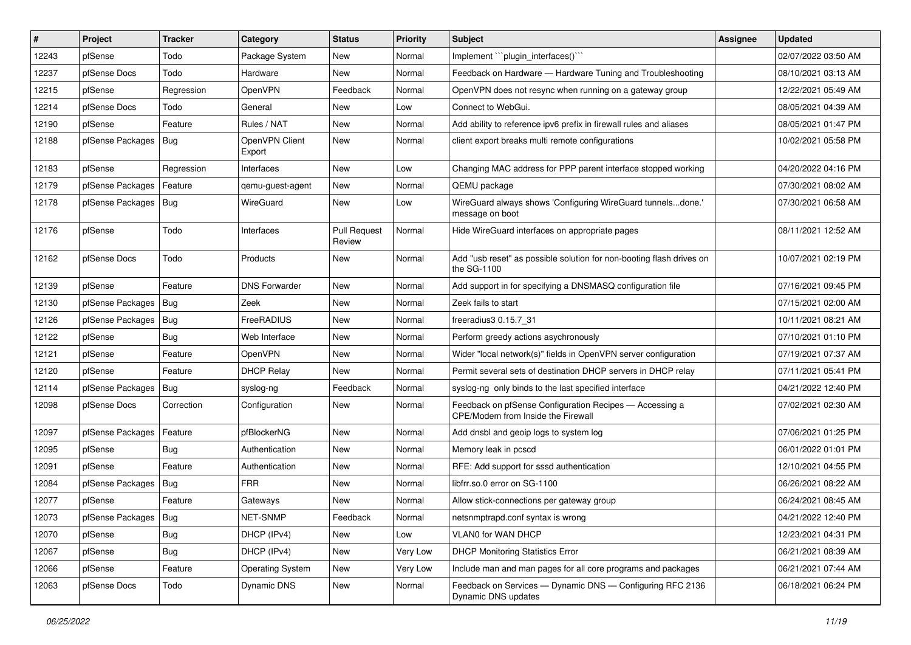| # | Project | Tracker | Category | Status | Priority | Subject | Assignee | Updated |
|---|---|---|---|---|---|---|---|---|
| 12243 | pfSense | Todo | Package System | New | Normal | Implement ```plugin_interfaces()``` | | 02/07/2022 03:50 AM |
| 12237 | pfSense Docs | Todo | Hardware | New | Normal | Feedback on Hardware — Hardware Tuning and Troubleshooting | | 08/10/2021 03:13 AM |
| 12215 | pfSense | Regression | OpenVPN | Feedback | Normal | OpenVPN does not resync when running on a gateway group | | 12/22/2021 05:49 AM |
| 12214 | pfSense Docs | Todo | General | New | Low | Connect to WebGui. | | 08/05/2021 04:39 AM |
| 12190 | pfSense | Feature | Rules / NAT | New | Normal | Add ability to reference ipv6 prefix in firewall rules and aliases | | 08/05/2021 01:47 PM |
| 12188 | pfSense Packages | Bug | OpenVPN Client Export | New | Normal | client export breaks multi remote configurations | | 10/02/2021 05:58 PM |
| 12183 | pfSense | Regression | Interfaces | New | Low | Changing MAC address for PPP parent interface stopped working | | 04/20/2022 04:16 PM |
| 12179 | pfSense Packages | Feature | qemu-guest-agent | New | Normal | QEMU package | | 07/30/2021 08:02 AM |
| 12178 | pfSense Packages | Bug | WireGuard | New | Low | WireGuard always shows 'Configuring WireGuard tunnels...done.' message on boot | | 07/30/2021 06:58 AM |
| 12176 | pfSense | Todo | Interfaces | Pull Request Review | Normal | Hide WireGuard interfaces on appropriate pages | | 08/11/2021 12:52 AM |
| 12162 | pfSense Docs | Todo | Products | New | Normal | Add "usb reset" as possible solution for non-booting flash drives on the SG-1100 | | 10/07/2021 02:19 PM |
| 12139 | pfSense | Feature | DNS Forwarder | New | Normal | Add support in for specifying a DNSMASQ configuration file | | 07/16/2021 09:45 PM |
| 12130 | pfSense Packages | Bug | Zeek | New | Normal | Zeek fails to start | | 07/15/2021 02:00 AM |
| 12126 | pfSense Packages | Bug | FreeRADIUS | New | Normal | freeradius3 0.15.7_31 | | 10/11/2021 08:21 AM |
| 12122 | pfSense | Bug | Web Interface | New | Normal | Perform greedy actions asychronously | | 07/10/2021 01:10 PM |
| 12121 | pfSense | Feature | OpenVPN | New | Normal | Wider "local network(s)" fields in OpenVPN server configuration | | 07/19/2021 07:37 AM |
| 12120 | pfSense | Feature | DHCP Relay | New | Normal | Permit several sets of destination DHCP servers in DHCP relay | | 07/11/2021 05:41 PM |
| 12114 | pfSense Packages | Bug | syslog-ng | Feedback | Normal | syslog-ng only binds to the last specified interface | | 04/21/2022 12:40 PM |
| 12098 | pfSense Docs | Correction | Configuration | New | Normal | Feedback on pfSense Configuration Recipes — Accessing a CPE/Modem from Inside the Firewall | | 07/02/2021 02:30 AM |
| 12097 | pfSense Packages | Feature | pfBlockerNG | New | Normal | Add dnsbl and geoip logs to system log | | 07/06/2021 01:25 PM |
| 12095 | pfSense | Bug | Authentication | New | Normal | Memory leak in pcscd | | 06/01/2022 01:01 PM |
| 12091 | pfSense | Feature | Authentication | New | Normal | RFE: Add support for sssd authentication | | 12/10/2021 04:55 PM |
| 12084 | pfSense Packages | Bug | FRR | New | Normal | libfrr.so.0 error on SG-1100 | | 06/26/2021 08:22 AM |
| 12077 | pfSense | Feature | Gateways | New | Normal | Allow stick-connections per gateway group | | 06/24/2021 08:45 AM |
| 12073 | pfSense Packages | Bug | NET-SNMP | Feedback | Normal | netsnmptrapd.conf syntax is wrong | | 04/21/2022 12:40 PM |
| 12070 | pfSense | Bug | DHCP (IPv4) | New | Low | VLAN0 for WAN DHCP | | 12/23/2021 04:31 PM |
| 12067 | pfSense | Bug | DHCP (IPv4) | New | Very Low | DHCP Monitoring Statistics Error | | 06/21/2021 08:39 AM |
| 12066 | pfSense | Feature | Operating System | New | Very Low | Include man and man pages for all core programs and packages | | 06/21/2021 07:44 AM |
| 12063 | pfSense Docs | Todo | Dynamic DNS | New | Normal | Feedback on Services — Dynamic DNS — Configuring RFC 2136 Dynamic DNS updates | | 06/18/2021 06:24 PM |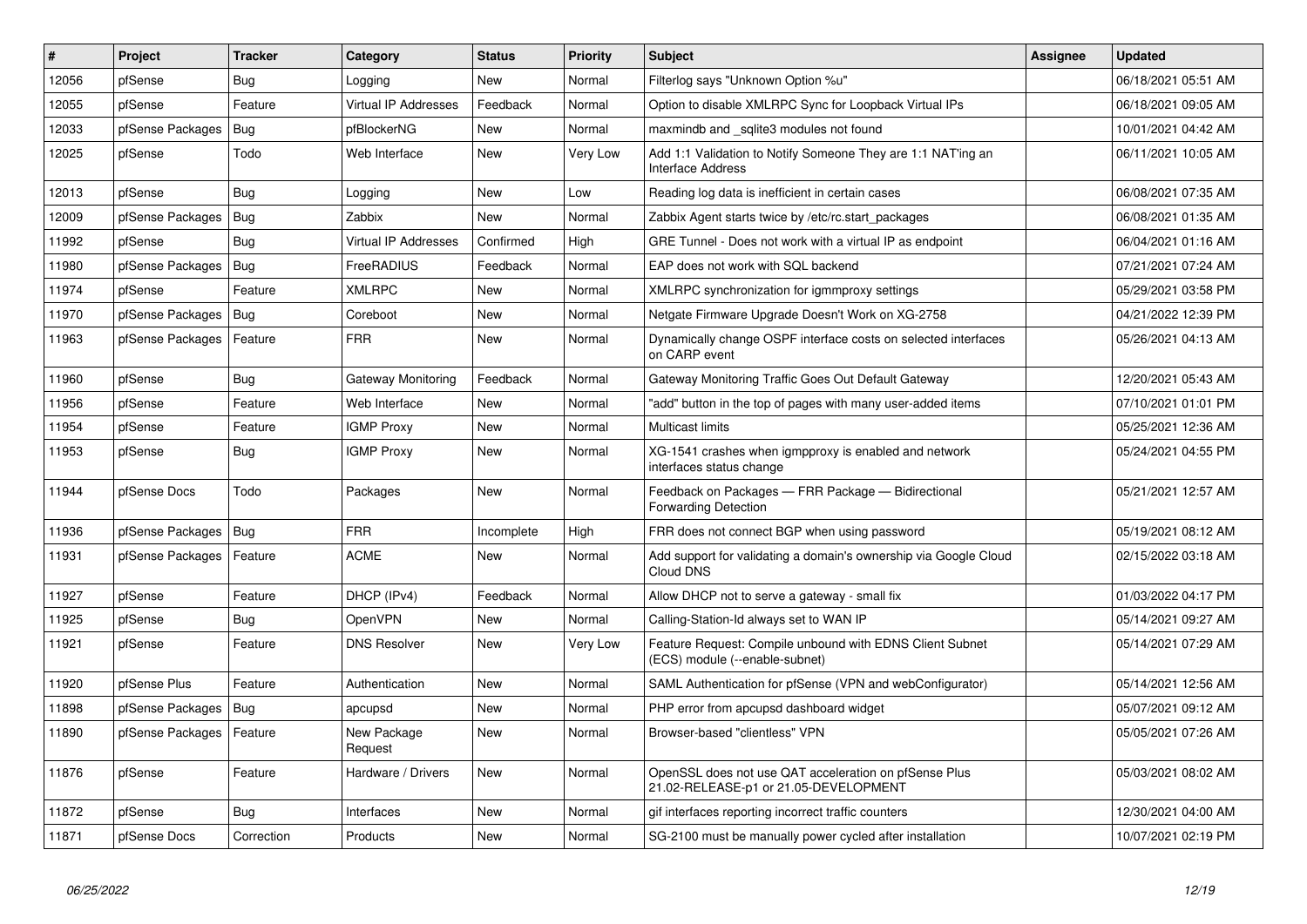| # | Project | Tracker | Category | Status | Priority | Subject | Assignee | Updated |
|---|---|---|---|---|---|---|---|---|
| 12056 | pfSense | Bug | Logging | New | Normal | Filterlog says "Unknown Option %u" | | 06/18/2021 05:51 AM |
| 12055 | pfSense | Feature | Virtual IP Addresses | Feedback | Normal | Option to disable XMLRPC Sync for Loopback Virtual IPs | | 06/18/2021 09:05 AM |
| 12033 | pfSense Packages | Bug | pfBlockerNG | New | Normal | maxmindb and _sqlite3 modules not found | | 10/01/2021 04:42 AM |
| 12025 | pfSense | Todo | Web Interface | New | Very Low | Add 1:1 Validation to Notify Someone They are 1:1 NAT'ing an Interface Address | | 06/11/2021 10:05 AM |
| 12013 | pfSense | Bug | Logging | New | Low | Reading log data is inefficient in certain cases | | 06/08/2021 07:35 AM |
| 12009 | pfSense Packages | Bug | Zabbix | New | Normal | Zabbix Agent starts twice by /etc/rc.start_packages | | 06/08/2021 01:35 AM |
| 11992 | pfSense | Bug | Virtual IP Addresses | Confirmed | High | GRE Tunnel - Does not work with a virtual IP as endpoint | | 06/04/2021 01:16 AM |
| 11980 | pfSense Packages | Bug | FreeRADIUS | Feedback | Normal | EAP does not work with SQL backend | | 07/21/2021 07:24 AM |
| 11974 | pfSense | Feature | XMLRPC | New | Normal | XMLRPC synchronization for igmmproxy settings | | 05/29/2021 03:58 PM |
| 11970 | pfSense Packages | Bug | Coreboot | New | Normal | Netgate Firmware Upgrade Doesn't Work on XG-2758 | | 04/21/2022 12:39 PM |
| 11963 | pfSense Packages | Feature | FRR | New | Normal | Dynamically change OSPF interface costs on selected interfaces on CARP event | | 05/26/2021 04:13 AM |
| 11960 | pfSense | Bug | Gateway Monitoring | Feedback | Normal | Gateway Monitoring Traffic Goes Out Default Gateway | | 12/20/2021 05:43 AM |
| 11956 | pfSense | Feature | Web Interface | New | Normal | "add" button in the top of pages with many user-added items | | 07/10/2021 01:01 PM |
| 11954 | pfSense | Feature | IGMP Proxy | New | Normal | Multicast limits | | 05/25/2021 12:36 AM |
| 11953 | pfSense | Bug | IGMP Proxy | New | Normal | XG-1541 crashes when igmpproxy is enabled and network interfaces status change | | 05/24/2021 04:55 PM |
| 11944 | pfSense Docs | Todo | Packages | New | Normal | Feedback on Packages — FRR Package — Bidirectional Forwarding Detection | | 05/21/2021 12:57 AM |
| 11936 | pfSense Packages | Bug | FRR | Incomplete | High | FRR does not connect BGP when using password | | 05/19/2021 08:12 AM |
| 11931 | pfSense Packages | Feature | ACME | New | Normal | Add support for validating a domain's ownership via Google Cloud Cloud DNS | | 02/15/2022 03:18 AM |
| 11927 | pfSense | Feature | DHCP (IPv4) | Feedback | Normal | Allow DHCP not to serve a gateway - small fix | | 01/03/2022 04:17 PM |
| 11925 | pfSense | Bug | OpenVPN | New | Normal | Calling-Station-Id always set to WAN IP | | 05/14/2021 09:27 AM |
| 11921 | pfSense | Feature | DNS Resolver | New | Very Low | Feature Request: Compile unbound with EDNS Client Subnet (ECS) module (--enable-subnet) | | 05/14/2021 07:29 AM |
| 11920 | pfSense Plus | Feature | Authentication | New | Normal | SAML Authentication for pfSense (VPN and webConfigurator) | | 05/14/2021 12:56 AM |
| 11898 | pfSense Packages | Bug | apcupsd | New | Normal | PHP error from apcupsd dashboard widget | | 05/07/2021 09:12 AM |
| 11890 | pfSense Packages | Feature | New Package Request | New | Normal | Browser-based "clientless" VPN | | 05/05/2021 07:26 AM |
| 11876 | pfSense | Feature | Hardware / Drivers | New | Normal | OpenSSL does not use QAT acceleration on pfSense Plus 21.02-RELEASE-p1 or 21.05-DEVELOPMENT | | 05/03/2021 08:02 AM |
| 11872 | pfSense | Bug | Interfaces | New | Normal | gif interfaces reporting incorrect traffic counters | | 12/30/2021 04:00 AM |
| 11871 | pfSense Docs | Correction | Products | New | Normal | SG-2100 must be manually power cycled after installation | | 10/07/2021 02:19 PM |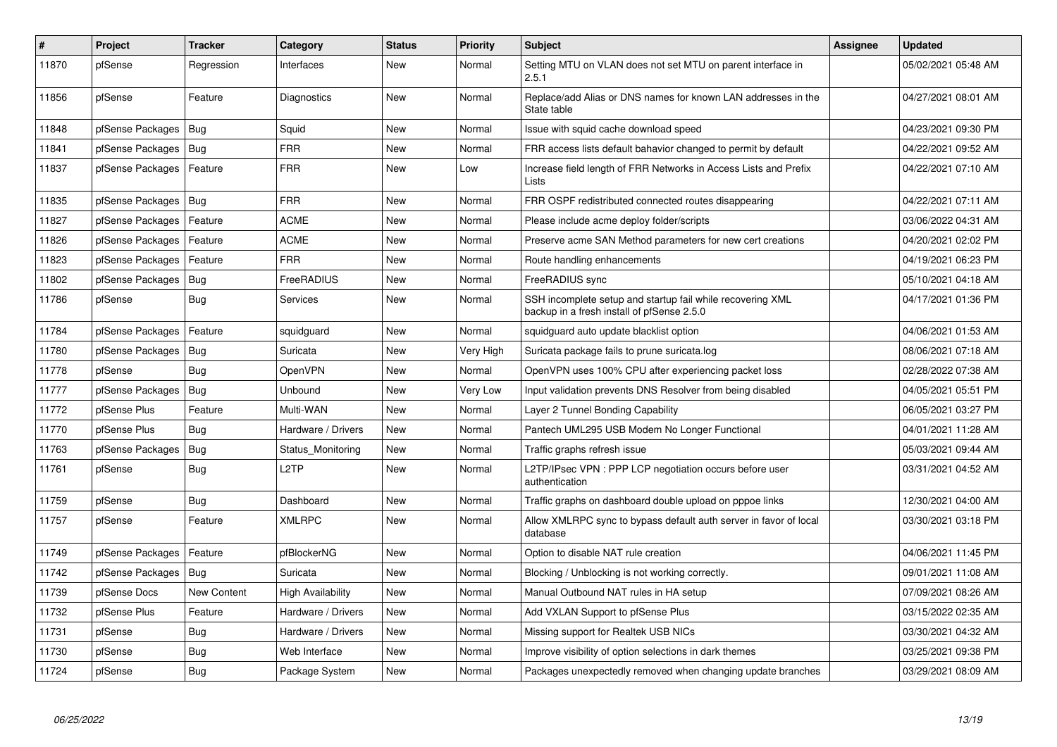| # | Project | Tracker | Category | Status | Priority | Subject | Assignee | Updated |
|---|---|---|---|---|---|---|---|---|
| 11870 | pfSense | Regression | Interfaces | New | Normal | Setting MTU on VLAN does not set MTU on parent interface in 2.5.1 | | 05/02/2021 05:48 AM |
| 11856 | pfSense | Feature | Diagnostics | New | Normal | Replace/add Alias or DNS names for known LAN addresses in the State table | | 04/27/2021 08:01 AM |
| 11848 | pfSense Packages | Bug | Squid | New | Normal | Issue with squid cache download speed | | 04/23/2021 09:30 PM |
| 11841 | pfSense Packages | Bug | FRR | New | Normal | FRR access lists default bahavior changed to permit by default | | 04/22/2021 09:52 AM |
| 11837 | pfSense Packages | Feature | FRR | New | Low | Increase field length of FRR Networks in Access Lists and Prefix Lists | | 04/22/2021 07:10 AM |
| 11835 | pfSense Packages | Bug | FRR | New | Normal | FRR OSPF redistributed connected routes disappearing | | 04/22/2021 07:11 AM |
| 11827 | pfSense Packages | Feature | ACME | New | Normal | Please include acme deploy folder/scripts | | 03/06/2022 04:31 AM |
| 11826 | pfSense Packages | Feature | ACME | New | Normal | Preserve acme SAN Method parameters for new cert creations | | 04/20/2021 02:02 PM |
| 11823 | pfSense Packages | Feature | FRR | New | Normal | Route handling enhancements | | 04/19/2021 06:23 PM |
| 11802 | pfSense Packages | Bug | FreeRADIUS | New | Normal | FreeRADIUS sync | | 05/10/2021 04:18 AM |
| 11786 | pfSense | Bug | Services | New | Normal | SSH incomplete setup and startup fail while recovering XML backup in a fresh install of pfSense 2.5.0 | | 04/17/2021 01:36 PM |
| 11784 | pfSense Packages | Feature | squidguard | New | Normal | squidguard auto update blacklist option | | 04/06/2021 01:53 AM |
| 11780 | pfSense Packages | Bug | Suricata | New | Very High | Suricata package fails to prune suricata.log | | 08/06/2021 07:18 AM |
| 11778 | pfSense | Bug | OpenVPN | New | Normal | OpenVPN uses 100% CPU after experiencing packet loss | | 02/28/2022 07:38 AM |
| 11777 | pfSense Packages | Bug | Unbound | New | Very Low | Input validation prevents DNS Resolver from being disabled | | 04/05/2021 05:51 PM |
| 11772 | pfSense Plus | Feature | Multi-WAN | New | Normal | Layer 2 Tunnel Bonding Capability | | 06/05/2021 03:27 PM |
| 11770 | pfSense Plus | Bug | Hardware / Drivers | New | Normal | Pantech UML295 USB Modem No Longer Functional | | 04/01/2021 11:28 AM |
| 11763 | pfSense Packages | Bug | Status_Monitoring | New | Normal | Traffic graphs refresh issue | | 05/03/2021 09:44 AM |
| 11761 | pfSense | Bug | L2TP | New | Normal | L2TP/IPsec VPN : PPP LCP negotiation occurs before user authentication | | 03/31/2021 04:52 AM |
| 11759 | pfSense | Bug | Dashboard | New | Normal | Traffic graphs on dashboard double upload on pppoe links | | 12/30/2021 04:00 AM |
| 11757 | pfSense | Feature | XMLRPC | New | Normal | Allow XMLRPC sync to bypass default auth server in favor of local database | | 03/30/2021 03:18 PM |
| 11749 | pfSense Packages | Feature | pfBlockerNG | New | Normal | Option to disable NAT rule creation | | 04/06/2021 11:45 PM |
| 11742 | pfSense Packages | Bug | Suricata | New | Normal | Blocking / Unblocking is not working correctly. | | 09/01/2021 11:08 AM |
| 11739 | pfSense Docs | New Content | High Availability | New | Normal | Manual Outbound NAT rules in HA setup | | 07/09/2021 08:26 AM |
| 11732 | pfSense Plus | Feature | Hardware / Drivers | New | Normal | Add VXLAN Support to pfSense Plus | | 03/15/2022 02:35 AM |
| 11731 | pfSense | Bug | Hardware / Drivers | New | Normal | Missing support for Realtek USB NICs | | 03/30/2021 04:32 AM |
| 11730 | pfSense | Bug | Web Interface | New | Normal | Improve visibility of option selections in dark themes | | 03/25/2021 09:38 PM |
| 11724 | pfSense | Bug | Package System | New | Normal | Packages unexpectedly removed when changing update branches | | 03/29/2021 08:09 AM |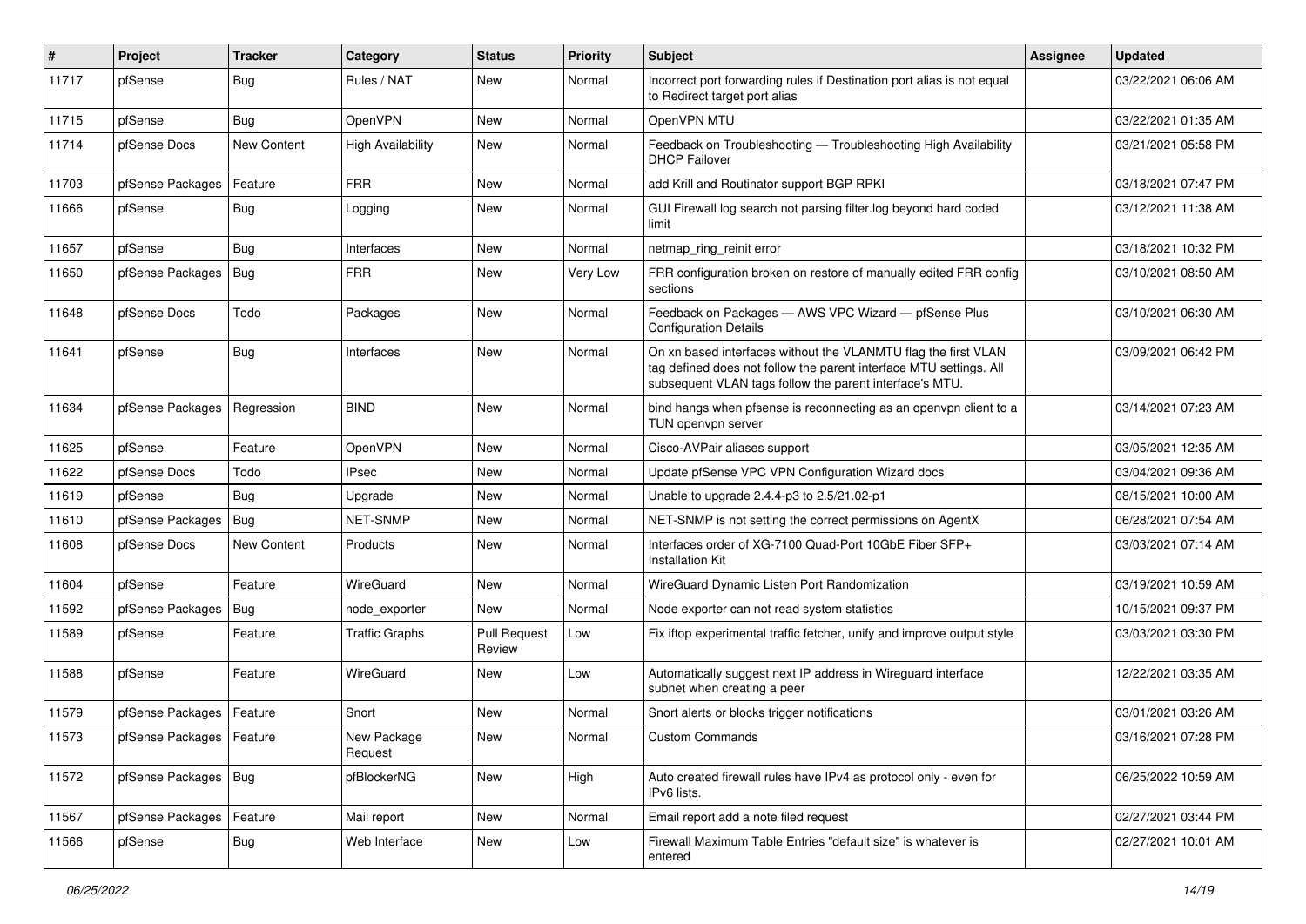| # | Project | Tracker | Category | Status | Priority | Subject | Assignee | Updated |
|---|---|---|---|---|---|---|---|---|
| 11717 | pfSense | Bug | Rules / NAT | New | Normal | Incorrect port forwarding rules if Destination port alias is not equal to Redirect target port alias | | 03/22/2021 06:06 AM |
| 11715 | pfSense | Bug | OpenVPN | New | Normal | OpenVPN MTU | | 03/22/2021 01:35 AM |
| 11714 | pfSense Docs | New Content | High Availability | New | Normal | Feedback on Troubleshooting — Troubleshooting High Availability DHCP Failover | | 03/21/2021 05:58 PM |
| 11703 | pfSense Packages | Feature | FRR | New | Normal | add Krill and Routinator support BGP RPKI | | 03/18/2021 07:47 PM |
| 11666 | pfSense | Bug | Logging | New | Normal | GUI Firewall log search not parsing filter.log beyond hard coded limit | | 03/12/2021 11:38 AM |
| 11657 | pfSense | Bug | Interfaces | New | Normal | netmap_ring_reinit error | | 03/18/2021 10:32 PM |
| 11650 | pfSense Packages | Bug | FRR | New | Very Low | FRR configuration broken on restore of manually edited FRR config sections | | 03/10/2021 08:50 AM |
| 11648 | pfSense Docs | Todo | Packages | New | Normal | Feedback on Packages — AWS VPC Wizard — pfSense Plus Configuration Details | | 03/10/2021 06:30 AM |
| 11641 | pfSense | Bug | Interfaces | New | Normal | On xn based interfaces without the VLANMTU flag the first VLAN tag defined does not follow the parent interface MTU settings. All subsequent VLAN tags follow the parent interface's MTU. | | 03/09/2021 06:42 PM |
| 11634 | pfSense Packages | Regression | BIND | New | Normal | bind hangs when pfsense is reconnecting as an openvpn client to a TUN openvpn server | | 03/14/2021 07:23 AM |
| 11625 | pfSense | Feature | OpenVPN | New | Normal | Cisco-AVPair aliases support | | 03/05/2021 12:35 AM |
| 11622 | pfSense Docs | Todo | IPsec | New | Normal | Update pfSense VPC VPN Configuration Wizard docs | | 03/04/2021 09:36 AM |
| 11619 | pfSense | Bug | Upgrade | New | Normal | Unable to upgrade 2.4.4-p3 to 2.5/21.02-p1 | | 08/15/2021 10:00 AM |
| 11610 | pfSense Packages | Bug | NET-SNMP | New | Normal | NET-SNMP is not setting the correct permissions on AgentX | | 06/28/2021 07:54 AM |
| 11608 | pfSense Docs | New Content | Products | New | Normal | Interfaces order of XG-7100 Quad-Port 10GbE Fiber SFP+ Installation Kit | | 03/03/2021 07:14 AM |
| 11604 | pfSense | Feature | WireGuard | New | Normal | WireGuard Dynamic Listen Port Randomization | | 03/19/2021 10:59 AM |
| 11592 | pfSense Packages | Bug | node_exporter | New | Normal | Node exporter can not read system statistics | | 10/15/2021 09:37 PM |
| 11589 | pfSense | Feature | Traffic Graphs | Pull Request Review | Low | Fix iftop experimental traffic fetcher, unify and improve output style | | 03/03/2021 03:30 PM |
| 11588 | pfSense | Feature | WireGuard | New | Low | Automatically suggest next IP address in Wireguard interface subnet when creating a peer | | 12/22/2021 03:35 AM |
| 11579 | pfSense Packages | Feature | Snort | New | Normal | Snort alerts or blocks trigger notifications | | 03/01/2021 03:26 AM |
| 11573 | pfSense Packages | Feature | New Package Request | New | Normal | Custom Commands | | 03/16/2021 07:28 PM |
| 11572 | pfSense Packages | Bug | pfBlockerNG | New | High | Auto created firewall rules have IPv4 as protocol only - even for IPv6 lists. | | 06/25/2022 10:59 AM |
| 11567 | pfSense Packages | Feature | Mail report | New | Normal | Email report add a note filed request | | 02/27/2021 03:44 PM |
| 11566 | pfSense | Bug | Web Interface | New | Low | Firewall Maximum Table Entries "default size" is whatever is entered | | 02/27/2021 10:01 AM |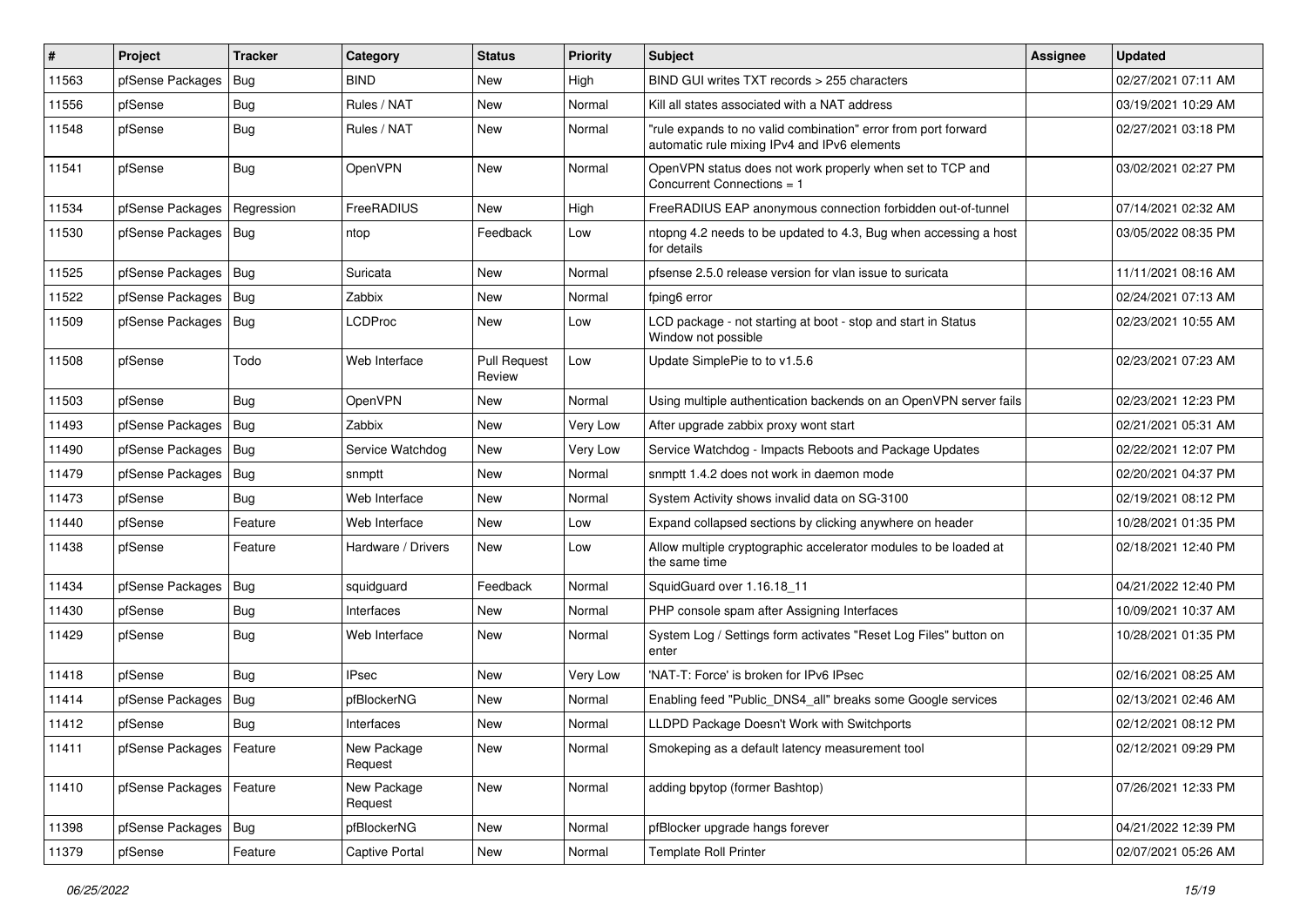| # | Project | Tracker | Category | Status | Priority | Subject | Assignee | Updated |
|---|---|---|---|---|---|---|---|---|
| 11563 | pfSense Packages | Bug | BIND | New | High | BIND GUI writes TXT records > 255 characters | | 02/27/2021 07:11 AM |
| 11556 | pfSense | Bug | Rules / NAT | New | Normal | Kill all states associated with a NAT address | | 03/19/2021 10:29 AM |
| 11548 | pfSense | Bug | Rules / NAT | New | Normal | "rule expands to no valid combination" error from port forward automatic rule mixing IPv4 and IPv6 elements | | 02/27/2021 03:18 PM |
| 11541 | pfSense | Bug | OpenVPN | New | Normal | OpenVPN status does not work properly when set to TCP and Concurrent Connections = 1 | | 03/02/2021 02:27 PM |
| 11534 | pfSense Packages | Regression | FreeRADIUS | New | High | FreeRADIUS EAP anonymous connection forbidden out-of-tunnel | | 07/14/2021 02:32 AM |
| 11530 | pfSense Packages | Bug | ntop | Feedback | Low | ntopng 4.2 needs to be updated to 4.3, Bug when accessing a host for details | | 03/05/2022 08:35 PM |
| 11525 | pfSense Packages | Bug | Suricata | New | Normal | pfsense 2.5.0 release version for vlan issue to suricata | | 11/11/2021 08:16 AM |
| 11522 | pfSense Packages | Bug | Zabbix | New | Normal | fping6 error | | 02/24/2021 07:13 AM |
| 11509 | pfSense Packages | Bug | LCDProc | New | Low | LCD package - not starting at boot - stop and start in Status Window not possible | | 02/23/2021 10:55 AM |
| 11508 | pfSense | Todo | Web Interface | Pull Request Review | Low | Update SimplePie to to v1.5.6 | | 02/23/2021 07:23 AM |
| 11503 | pfSense | Bug | OpenVPN | New | Normal | Using multiple authentication backends on an OpenVPN server fails | | 02/23/2021 12:23 PM |
| 11493 | pfSense Packages | Bug | Zabbix | New | Very Low | After upgrade zabbix proxy wont start | | 02/21/2021 05:31 AM |
| 11490 | pfSense Packages | Bug | Service Watchdog | New | Very Low | Service Watchdog - Impacts Reboots and Package Updates | | 02/22/2021 12:07 PM |
| 11479 | pfSense Packages | Bug | snmptt | New | Normal | snmptt 1.4.2 does not work in daemon mode | | 02/20/2021 04:37 PM |
| 11473 | pfSense | Bug | Web Interface | New | Normal | System Activity shows invalid data on SG-3100 | | 02/19/2021 08:12 PM |
| 11440 | pfSense | Feature | Web Interface | New | Low | Expand collapsed sections by clicking anywhere on header | | 10/28/2021 01:35 PM |
| 11438 | pfSense | Feature | Hardware / Drivers | New | Low | Allow multiple cryptographic accelerator modules to be loaded at the same time | | 02/18/2021 12:40 PM |
| 11434 | pfSense Packages | Bug | squidguard | Feedback | Normal | SquidGuard over 1.16.18_11 | | 04/21/2022 12:40 PM |
| 11430 | pfSense | Bug | Interfaces | New | Normal | PHP console spam after Assigning Interfaces | | 10/09/2021 10:37 AM |
| 11429 | pfSense | Bug | Web Interface | New | Normal | System Log / Settings form activates "Reset Log Files" button on enter | | 10/28/2021 01:35 PM |
| 11418 | pfSense | Bug | IPsec | New | Very Low | 'NAT-T: Force' is broken for IPv6 IPsec | | 02/16/2021 08:25 AM |
| 11414 | pfSense Packages | Bug | pfBlockerNG | New | Normal | Enabling feed "Public_DNS4_all" breaks some Google services | | 02/13/2021 02:46 AM |
| 11412 | pfSense | Bug | Interfaces | New | Normal | LLDPD Package Doesn't Work with Switchports | | 02/12/2021 08:12 PM |
| 11411 | pfSense Packages | Feature | New Package Request | New | Normal | Smokeping as a default latency measurement tool | | 02/12/2021 09:29 PM |
| 11410 | pfSense Packages | Feature | New Package Request | New | Normal | adding bpytop (former Bashtop) | | 07/26/2021 12:33 PM |
| 11398 | pfSense Packages | Bug | pfBlockerNG | New | Normal | pfBlocker upgrade hangs forever | | 04/21/2022 12:39 PM |
| 11379 | pfSense | Feature | Captive Portal | New | Normal | Template Roll Printer | | 02/07/2021 05:26 AM |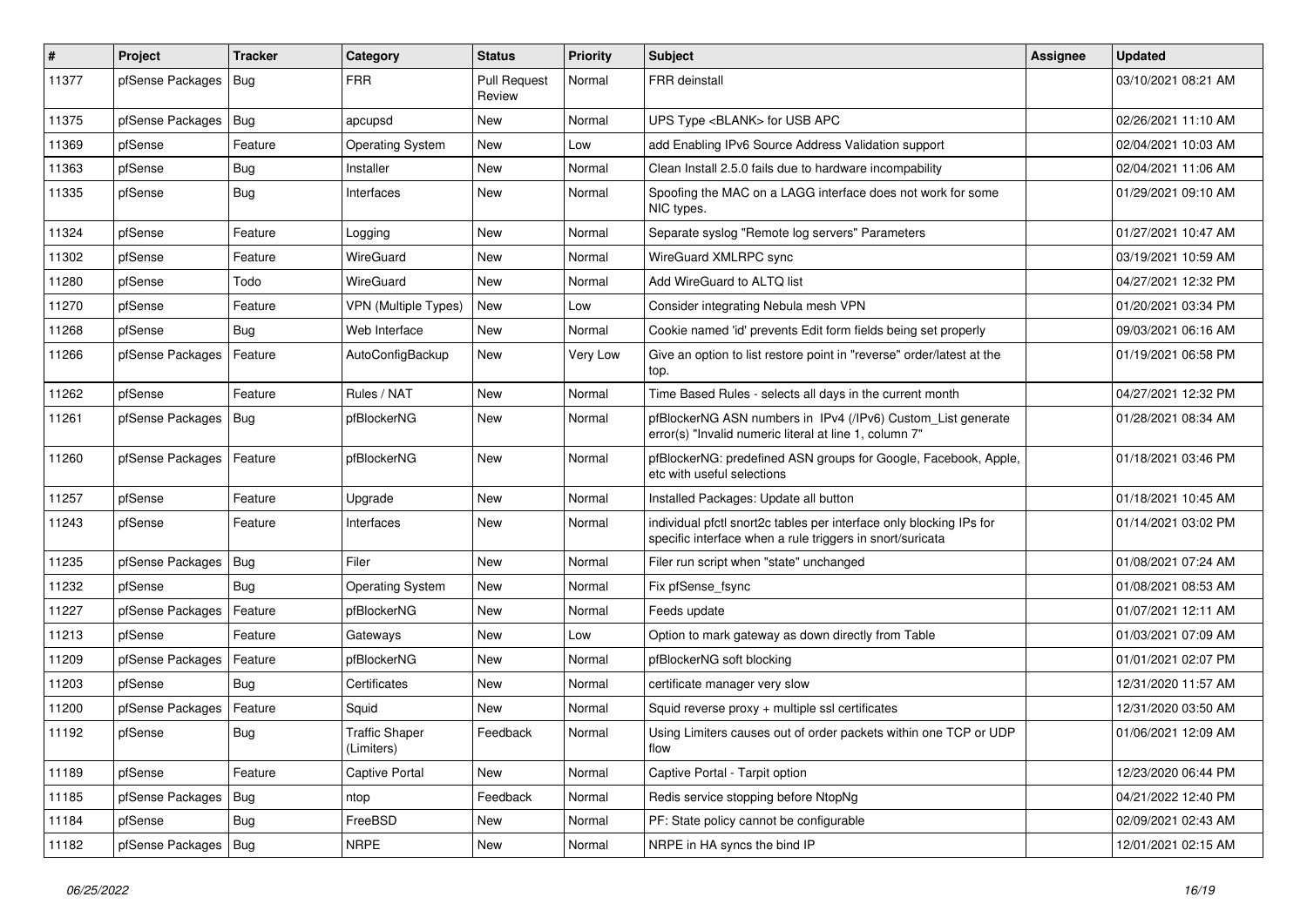| # | Project | Tracker | Category | Status | Priority | Subject | Assignee | Updated |
|---|---|---|---|---|---|---|---|---|
| 11377 | pfSense Packages | Bug | FRR | Pull Request Review | Normal | FRR deinstall | | 03/10/2021 08:21 AM |
| 11375 | pfSense Packages | Bug | apcupsd | New | Normal | UPS Type <BLANK> for USB APC | | 02/26/2021 11:10 AM |
| 11369 | pfSense | Feature | Operating System | New | Low | add Enabling IPv6 Source Address Validation support | | 02/04/2021 10:03 AM |
| 11363 | pfSense | Bug | Installer | New | Normal | Clean Install 2.5.0 fails due to hardware incompability | | 02/04/2021 11:06 AM |
| 11335 | pfSense | Bug | Interfaces | New | Normal | Spoofing the MAC on a LAGG interface does not work for some NIC types. | | 01/29/2021 09:10 AM |
| 11324 | pfSense | Feature | Logging | New | Normal | Separate syslog "Remote log servers" Parameters | | 01/27/2021 10:47 AM |
| 11302 | pfSense | Feature | WireGuard | New | Normal | WireGuard XMLRPC sync | | 03/19/2021 10:59 AM |
| 11280 | pfSense | Todo | WireGuard | New | Normal | Add WireGuard to ALTQ list | | 04/27/2021 12:32 PM |
| 11270 | pfSense | Feature | VPN (Multiple Types) | New | Low | Consider integrating Nebula mesh VPN | | 01/20/2021 03:34 PM |
| 11268 | pfSense | Bug | Web Interface | New | Normal | Cookie named 'id' prevents Edit form fields being set properly | | 09/03/2021 06:16 AM |
| 11266 | pfSense Packages | Feature | AutoConfigBackup | New | Very Low | Give an option to list restore point in "reverse" order/latest at the top. | | 01/19/2021 06:58 PM |
| 11262 | pfSense | Feature | Rules / NAT | New | Normal | Time Based Rules - selects all days in the current month | | 04/27/2021 12:32 PM |
| 11261 | pfSense Packages | Bug | pfBlockerNG | New | Normal | pfBlockerNG ASN numbers in IPv4 (/IPv6) Custom_List generate error(s) "Invalid numeric literal at line 1, column 7" | | 01/28/2021 08:34 AM |
| 11260 | pfSense Packages | Feature | pfBlockerNG | New | Normal | pfBlockerNG: predefined ASN groups for Google, Facebook, Apple, etc with useful selections | | 01/18/2021 03:46 PM |
| 11257 | pfSense | Feature | Upgrade | New | Normal | Installed Packages: Update all button | | 01/18/2021 10:45 AM |
| 11243 | pfSense | Feature | Interfaces | New | Normal | individual pfctl snort2c tables per interface only blocking IPs for specific interface when a rule triggers in snort/suricata | | 01/14/2021 03:02 PM |
| 11235 | pfSense Packages | Bug | Filer | New | Normal | Filer run script when "state" unchanged | | 01/08/2021 07:24 AM |
| 11232 | pfSense | Bug | Operating System | New | Normal | Fix pfSense_fsync | | 01/08/2021 08:53 AM |
| 11227 | pfSense Packages | Feature | pfBlockerNG | New | Normal | Feeds update | | 01/07/2021 12:11 AM |
| 11213 | pfSense | Feature | Gateways | New | Low | Option to mark gateway as down directly from Table | | 01/03/2021 07:09 AM |
| 11209 | pfSense Packages | Feature | pfBlockerNG | New | Normal | pfBlockerNG soft blocking | | 01/01/2021 02:07 PM |
| 11203 | pfSense | Bug | Certificates | New | Normal | certificate manager very slow | | 12/31/2020 11:57 AM |
| 11200 | pfSense Packages | Feature | Squid | New | Normal | Squid reverse proxy + multiple ssl certificates | | 12/31/2020 03:50 AM |
| 11192 | pfSense | Bug | Traffic Shaper (Limiters) | Feedback | Normal | Using Limiters causes out of order packets within one TCP or UDP flow | | 01/06/2021 12:09 AM |
| 11189 | pfSense | Feature | Captive Portal | New | Normal | Captive Portal - Tarpit option | | 12/23/2020 06:44 PM |
| 11185 | pfSense Packages | Bug | ntop | Feedback | Normal | Redis service stopping before NtopNg | | 04/21/2022 12:40 PM |
| 11184 | pfSense | Bug | FreeBSD | New | Normal | PF: State policy cannot be configurable | | 02/09/2021 02:43 AM |
| 11182 | pfSense Packages | Bug | NRPE | New | Normal | NRPE in HA syncs the bind IP | | 12/01/2021 02:15 AM |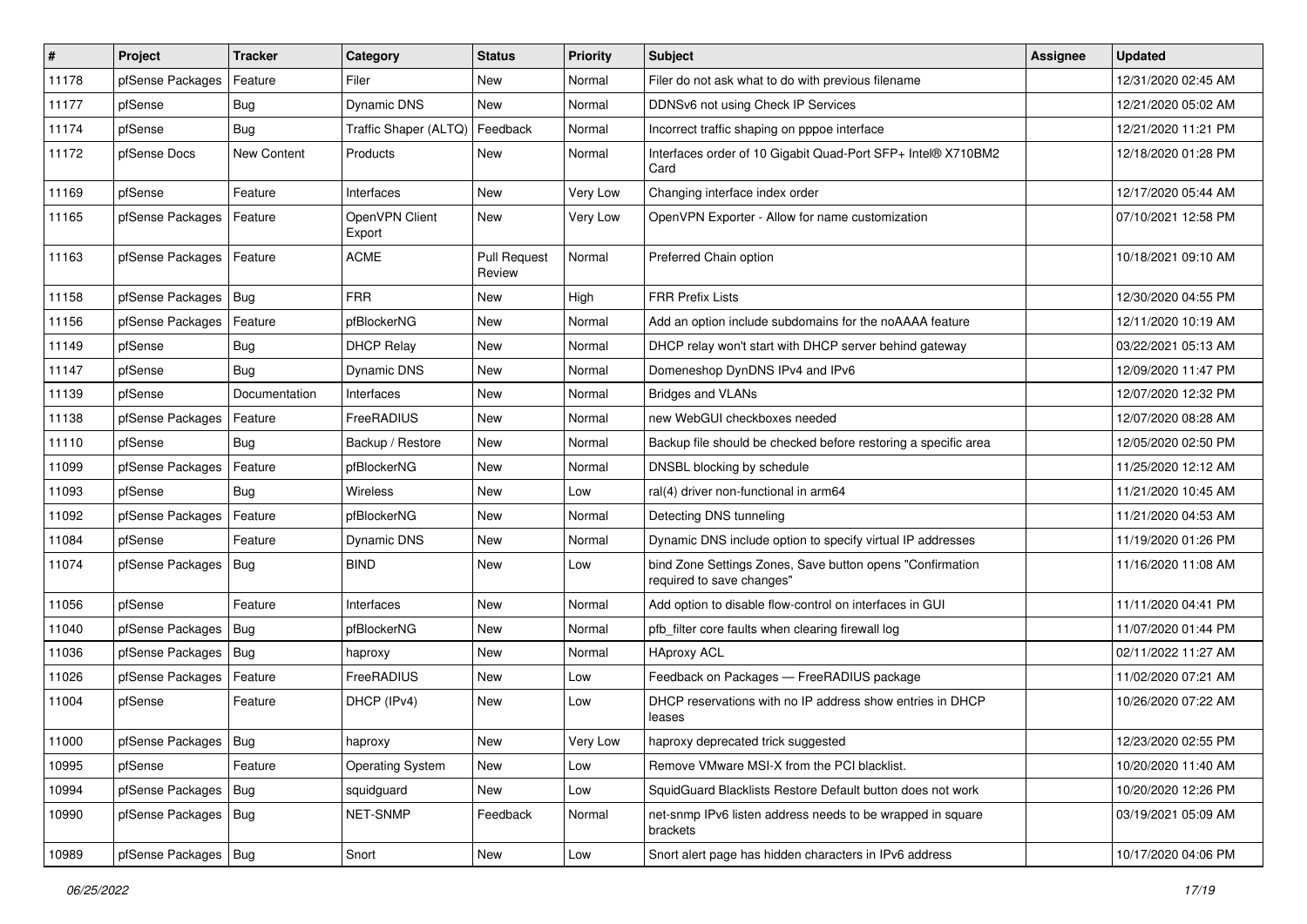| # | Project | Tracker | Category | Status | Priority | Subject | Assignee | Updated |
|---|---|---|---|---|---|---|---|---|
| 11178 | pfSense Packages | Feature | Filer | New | Normal | Filer do not ask what to do with previous filename | | 12/31/2020 02:45 AM |
| 11177 | pfSense | Bug | Dynamic DNS | New | Normal | DDNSv6 not using Check IP Services | | 12/21/2020 05:02 AM |
| 11174 | pfSense | Bug | Traffic Shaper (ALTQ) | Feedback | Normal | Incorrect traffic shaping on pppoe interface | | 12/21/2020 11:21 PM |
| 11172 | pfSense Docs | New Content | Products | New | Normal | Interfaces order of 10 Gigabit Quad-Port SFP+ Intel® X710BM2 Card | | 12/18/2020 01:28 PM |
| 11169 | pfSense | Feature | Interfaces | New | Very Low | Changing interface index order | | 12/17/2020 05:44 AM |
| 11165 | pfSense Packages | Feature | OpenVPN Client Export | New | Very Low | OpenVPN Exporter - Allow for name customization | | 07/10/2021 12:58 PM |
| 11163 | pfSense Packages | Feature | ACME | Pull Request Review | Normal | Preferred Chain option | | 10/18/2021 09:10 AM |
| 11158 | pfSense Packages | Bug | FRR | New | High | FRR Prefix Lists | | 12/30/2020 04:55 PM |
| 11156 | pfSense Packages | Feature | pfBlockerNG | New | Normal | Add an option include subdomains for the noAAAA feature | | 12/11/2020 10:19 AM |
| 11149 | pfSense | Bug | DHCP Relay | New | Normal | DHCP relay won't start with DHCP server behind gateway | | 03/22/2021 05:13 AM |
| 11147 | pfSense | Bug | Dynamic DNS | New | Normal | Domeneshop DynDNS IPv4 and IPv6 | | 12/09/2020 11:47 PM |
| 11139 | pfSense | Documentation | Interfaces | New | Normal | Bridges and VLANs | | 12/07/2020 12:32 PM |
| 11138 | pfSense Packages | Feature | FreeRADIUS | New | Normal | new WebGUI checkboxes needed | | 12/07/2020 08:28 AM |
| 11110 | pfSense | Bug | Backup / Restore | New | Normal | Backup file should be checked before restoring a specific area | | 12/05/2020 02:50 PM |
| 11099 | pfSense Packages | Feature | pfBlockerNG | New | Normal | DNSBL blocking by schedule | | 11/25/2020 12:12 AM |
| 11093 | pfSense | Bug | Wireless | New | Low | ral(4) driver non-functional in arm64 | | 11/21/2020 10:45 AM |
| 11092 | pfSense Packages | Feature | pfBlockerNG | New | Normal | Detecting DNS tunneling | | 11/21/2020 04:53 AM |
| 11084 | pfSense | Feature | Dynamic DNS | New | Normal | Dynamic DNS include option to specify virtual IP addresses | | 11/19/2020 01:26 PM |
| 11074 | pfSense Packages | Bug | BIND | New | Low | bind Zone Settings Zones, Save button opens "Confirmation required to save changes" | | 11/16/2020 11:08 AM |
| 11056 | pfSense | Feature | Interfaces | New | Normal | Add option to disable flow-control on interfaces in GUI | | 11/11/2020 04:41 PM |
| 11040 | pfSense Packages | Bug | pfBlockerNG | New | Normal | pfb_filter core faults when clearing firewall log | | 11/07/2020 01:44 PM |
| 11036 | pfSense Packages | Bug | haproxy | New | Normal | HAproxy ACL | | 02/11/2022 11:27 AM |
| 11026 | pfSense Packages | Feature | FreeRADIUS | New | Low | Feedback on Packages — FreeRADIUS package | | 11/02/2020 07:21 AM |
| 11004 | pfSense | Feature | DHCP (IPv4) | New | Low | DHCP reservations with no IP address show entries in DHCP leases | | 10/26/2020 07:22 AM |
| 11000 | pfSense Packages | Bug | haproxy | New | Very Low | haproxy deprecated trick suggested | | 12/23/2020 02:55 PM |
| 10995 | pfSense | Feature | Operating System | New | Low | Remove VMware MSI-X from the PCI blacklist. | | 10/20/2020 11:40 AM |
| 10994 | pfSense Packages | Bug | squidguard | New | Low | SquidGuard Blacklists Restore Default button does not work | | 10/20/2020 12:26 PM |
| 10990 | pfSense Packages | Bug | NET-SNMP | Feedback | Normal | net-snmp IPv6 listen address needs to be wrapped in square brackets | | 03/19/2021 05:09 AM |
| 10989 | pfSense Packages | Bug | Snort | New | Low | Snort alert page has hidden characters in IPv6 address | | 10/17/2020 04:06 PM |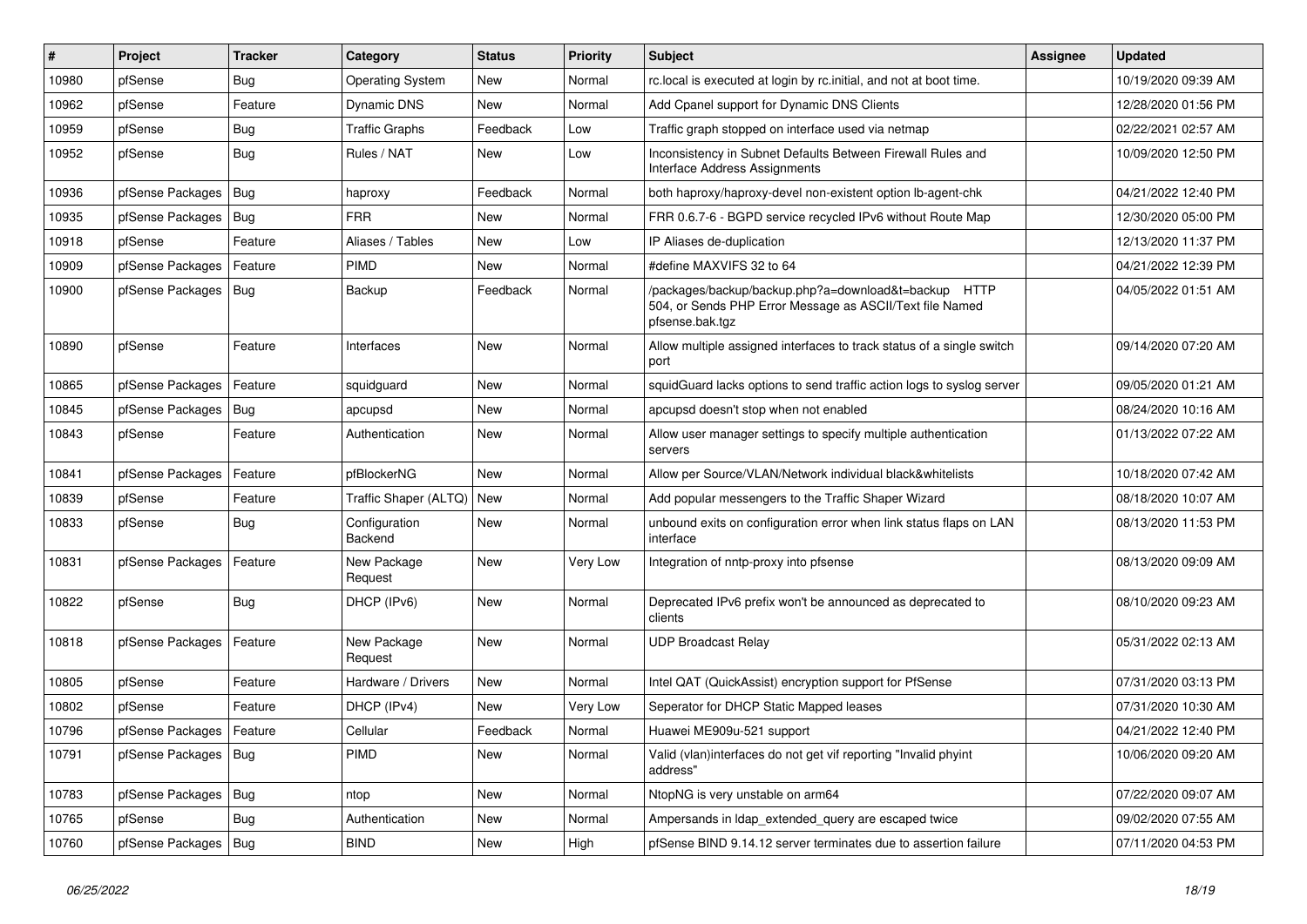| # | Project | Tracker | Category | Status | Priority | Subject | Assignee | Updated |
|---|---|---|---|---|---|---|---|---|
| 10980 | pfSense | Bug | Operating System | New | Normal | rc.local is executed at login by rc.initial, and not at boot time. | | 10/19/2020 09:39 AM |
| 10962 | pfSense | Feature | Dynamic DNS | New | Normal | Add Cpanel support for Dynamic DNS Clients | | 12/28/2020 01:56 PM |
| 10959 | pfSense | Bug | Traffic Graphs | Feedback | Low | Traffic graph stopped on interface used via netmap | | 02/22/2021 02:57 AM |
| 10952 | pfSense | Bug | Rules / NAT | New | Low | Inconsistency in Subnet Defaults Between Firewall Rules and Interface Address Assignments | | 10/09/2020 12:50 PM |
| 10936 | pfSense Packages | Bug | haproxy | Feedback | Normal | both haproxy/haproxy-devel non-existent option lb-agent-chk | | 04/21/2022 12:40 PM |
| 10935 | pfSense Packages | Bug | FRR | New | Normal | FRR 0.6.7-6 - BGPD service recycled IPv6 without Route Map | | 12/30/2020 05:00 PM |
| 10918 | pfSense | Feature | Aliases / Tables | New | Low | IP Aliases de-duplication | | 12/13/2020 11:37 PM |
| 10909 | pfSense Packages | Feature | PIMD | New | Normal | #define MAXVIFS 32 to 64 | | 04/21/2022 12:39 PM |
| 10900 | pfSense Packages | Bug | Backup | Feedback | Normal | /packages/backup/backup.php?a=download&t=backup HTTP 504, or Sends PHP Error Message as ASCII/Text file Named pfsense.bak.tgz | | 04/05/2022 01:51 AM |
| 10890 | pfSense | Feature | Interfaces | New | Normal | Allow multiple assigned interfaces to track status of a single switch port | | 09/14/2020 07:20 AM |
| 10865 | pfSense Packages | Feature | squidguard | New | Normal | squidGuard lacks options to send traffic action logs to syslog server | | 09/05/2020 01:21 AM |
| 10845 | pfSense Packages | Bug | apcupsd | New | Normal | apcupsd doesn't stop when not enabled | | 08/24/2020 10:16 AM |
| 10843 | pfSense | Feature | Authentication | New | Normal | Allow user manager settings to specify multiple authentication servers | | 01/13/2022 07:22 AM |
| 10841 | pfSense Packages | Feature | pfBlockerNG | New | Normal | Allow per Source/VLAN/Network individual black&whitelists | | 10/18/2020 07:42 AM |
| 10839 | pfSense | Feature | Traffic Shaper (ALTQ) | New | Normal | Add popular messengers to the Traffic Shaper Wizard | | 08/18/2020 10:07 AM |
| 10833 | pfSense | Bug | Configuration Backend | New | Normal | unbound exits on configuration error when link status flaps on LAN interface | | 08/13/2020 11:53 PM |
| 10831 | pfSense Packages | Feature | New Package Request | New | Very Low | Integration of nntp-proxy into pfsense | | 08/13/2020 09:09 AM |
| 10822 | pfSense | Bug | DHCP (IPv6) | New | Normal | Deprecated IPv6 prefix won't be announced as deprecated to clients | | 08/10/2020 09:23 AM |
| 10818 | pfSense Packages | Feature | New Package Request | New | Normal | UDP Broadcast Relay | | 05/31/2022 02:13 AM |
| 10805 | pfSense | Feature | Hardware / Drivers | New | Normal | Intel QAT (QuickAssist) encryption support for PfSense | | 07/31/2020 03:13 PM |
| 10802 | pfSense | Feature | DHCP (IPv4) | New | Very Low | Seperator for DHCP Static Mapped leases | | 07/31/2020 10:30 AM |
| 10796 | pfSense Packages | Feature | Cellular | Feedback | Normal | Huawei ME909u-521 support | | 04/21/2022 12:40 PM |
| 10791 | pfSense Packages | Bug | PIMD | New | Normal | Valid (vlan)interfaces do not get vif reporting "Invalid phyint address" | | 10/06/2020 09:20 AM |
| 10783 | pfSense Packages | Bug | ntop | New | Normal | NtopNG is very unstable on arm64 | | 07/22/2020 09:07 AM |
| 10765 | pfSense | Bug | Authentication | New | Normal | Ampersands in ldap_extended_query are escaped twice | | 09/02/2020 07:55 AM |
| 10760 | pfSense Packages | Bug | BIND | New | High | pfSense BIND 9.14.12 server terminates due to assertion failure | | 07/11/2020 04:53 PM |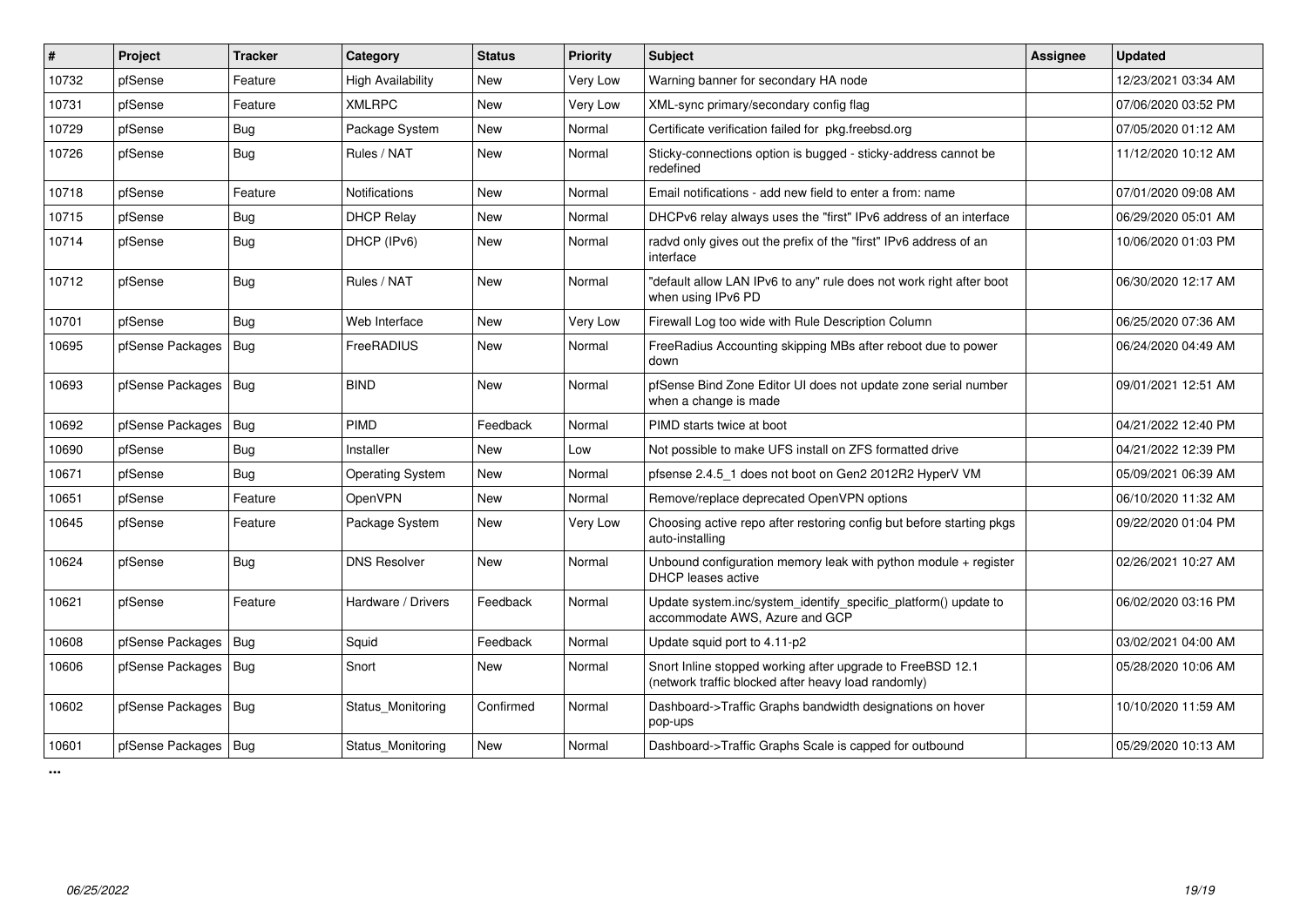| # | Project | Tracker | Category | Status | Priority | Subject | Assignee | Updated |
|---|---|---|---|---|---|---|---|---|
| 10732 | pfSense | Feature | High Availability | New | Very Low | Warning banner for secondary HA node | | 12/23/2021 03:34 AM |
| 10731 | pfSense | Feature | XMLRPC | New | Very Low | XML-sync primary/secondary config flag | | 07/06/2020 03:52 PM |
| 10729 | pfSense | Bug | Package System | New | Normal | Certificate verification failed for pkg.freebsd.org | | 07/05/2020 01:12 AM |
| 10726 | pfSense | Bug | Rules / NAT | New | Normal | Sticky-connections option is bugged - sticky-address cannot be redefined | | 11/12/2020 10:12 AM |
| 10718 | pfSense | Feature | Notifications | New | Normal | Email notifications - add new field to enter a from: name | | 07/01/2020 09:08 AM |
| 10715 | pfSense | Bug | DHCP Relay | New | Normal | DHCPv6 relay always uses the "first" IPv6 address of an interface | | 06/29/2020 05:01 AM |
| 10714 | pfSense | Bug | DHCP (IPv6) | New | Normal | radvd only gives out the prefix of the "first" IPv6 address of an interface | | 10/06/2020 01:03 PM |
| 10712 | pfSense | Bug | Rules / NAT | New | Normal | "default allow LAN IPv6 to any" rule does not work right after boot when using IPv6 PD | | 06/30/2020 12:17 AM |
| 10701 | pfSense | Bug | Web Interface | New | Very Low | Firewall Log too wide with Rule Description Column | | 06/25/2020 07:36 AM |
| 10695 | pfSense Packages | Bug | FreeRADIUS | New | Normal | FreeRadius Accounting skipping MBs after reboot due to power down | | 06/24/2020 04:49 AM |
| 10693 | pfSense Packages | Bug | BIND | New | Normal | pfSense Bind Zone Editor UI does not update zone serial number when a change is made | | 09/01/2021 12:51 AM |
| 10692 | pfSense Packages | Bug | PIMD | Feedback | Normal | PIMD starts twice at boot | | 04/21/2022 12:40 PM |
| 10690 | pfSense | Bug | Installer | New | Low | Not possible to make UFS install on ZFS formatted drive | | 04/21/2022 12:39 PM |
| 10671 | pfSense | Bug | Operating System | New | Normal | pfsense 2.4.5_1 does not boot on Gen2 2012R2 HyperV VM | | 05/09/2021 06:39 AM |
| 10651 | pfSense | Feature | OpenVPN | New | Normal | Remove/replace deprecated OpenVPN options | | 06/10/2020 11:32 AM |
| 10645 | pfSense | Feature | Package System | New | Very Low | Choosing active repo after restoring config but before starting pkgs auto-installing | | 09/22/2020 01:04 PM |
| 10624 | pfSense | Bug | DNS Resolver | New | Normal | Unbound configuration memory leak with python module + register DHCP leases active | | 02/26/2021 10:27 AM |
| 10621 | pfSense | Feature | Hardware / Drivers | Feedback | Normal | Update system.inc/system_identify_specific_platform() update to accommodate AWS, Azure and GCP | | 06/02/2020 03:16 PM |
| 10608 | pfSense Packages | Bug | Squid | Feedback | Normal | Update squid port to 4.11-p2 | | 03/02/2021 04:00 AM |
| 10606 | pfSense Packages | Bug | Snort | New | Normal | Snort Inline stopped working after upgrade to FreeBSD 12.1 (network traffic blocked after heavy load randomly) | | 05/28/2020 10:06 AM |
| 10602 | pfSense Packages | Bug | Status_Monitoring | Confirmed | Normal | Dashboard->Traffic Graphs bandwidth designations on hover pop-ups | | 10/10/2020 11:59 AM |
| 10601 | pfSense Packages | Bug | Status_Monitoring | New | Normal | Dashboard->Traffic Graphs Scale is capped for outbound | | 05/29/2020 10:13 AM |

...